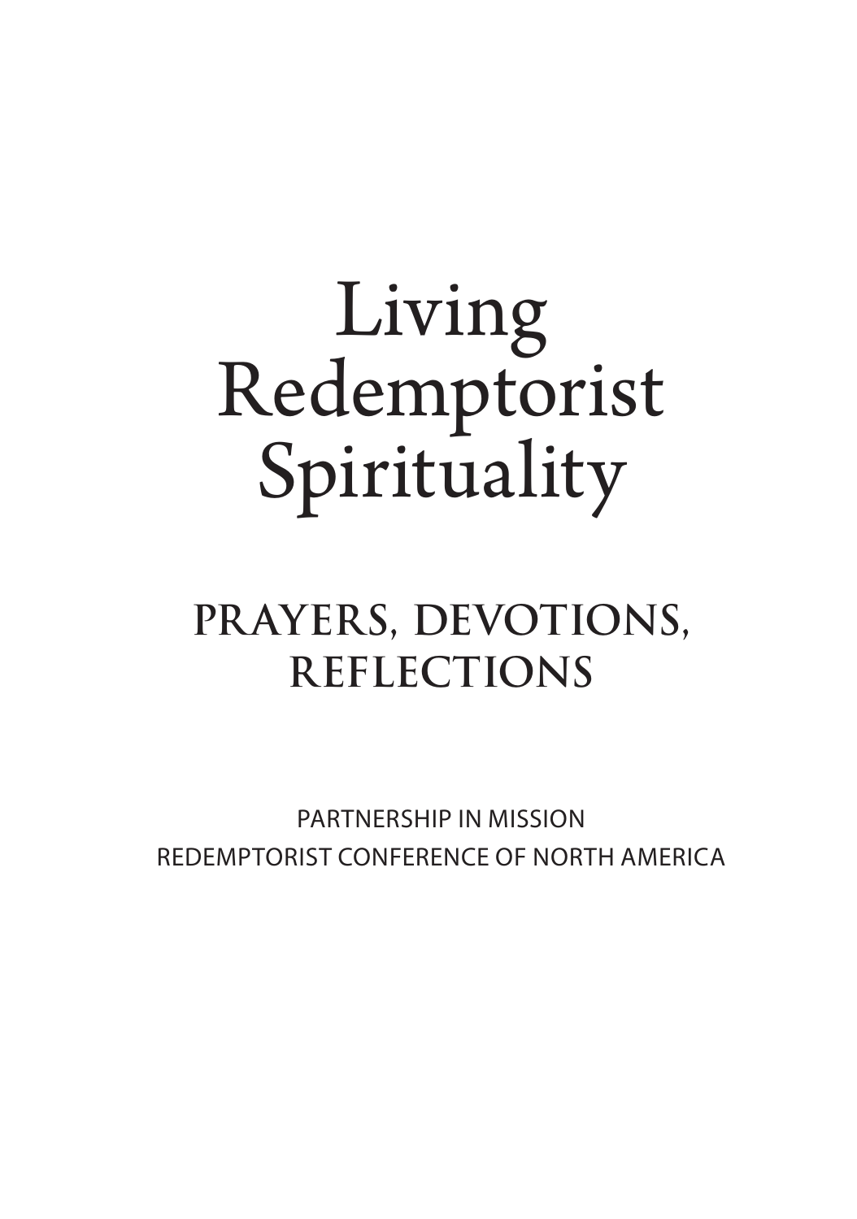# Living Redemptorist Spirituality

## PRAYERS, DEVOTIONS, REFLECTIONS

PARTNERSHIP IN MISSION
REDEMPTORIST CONFERENCE OF NORTH AMERICA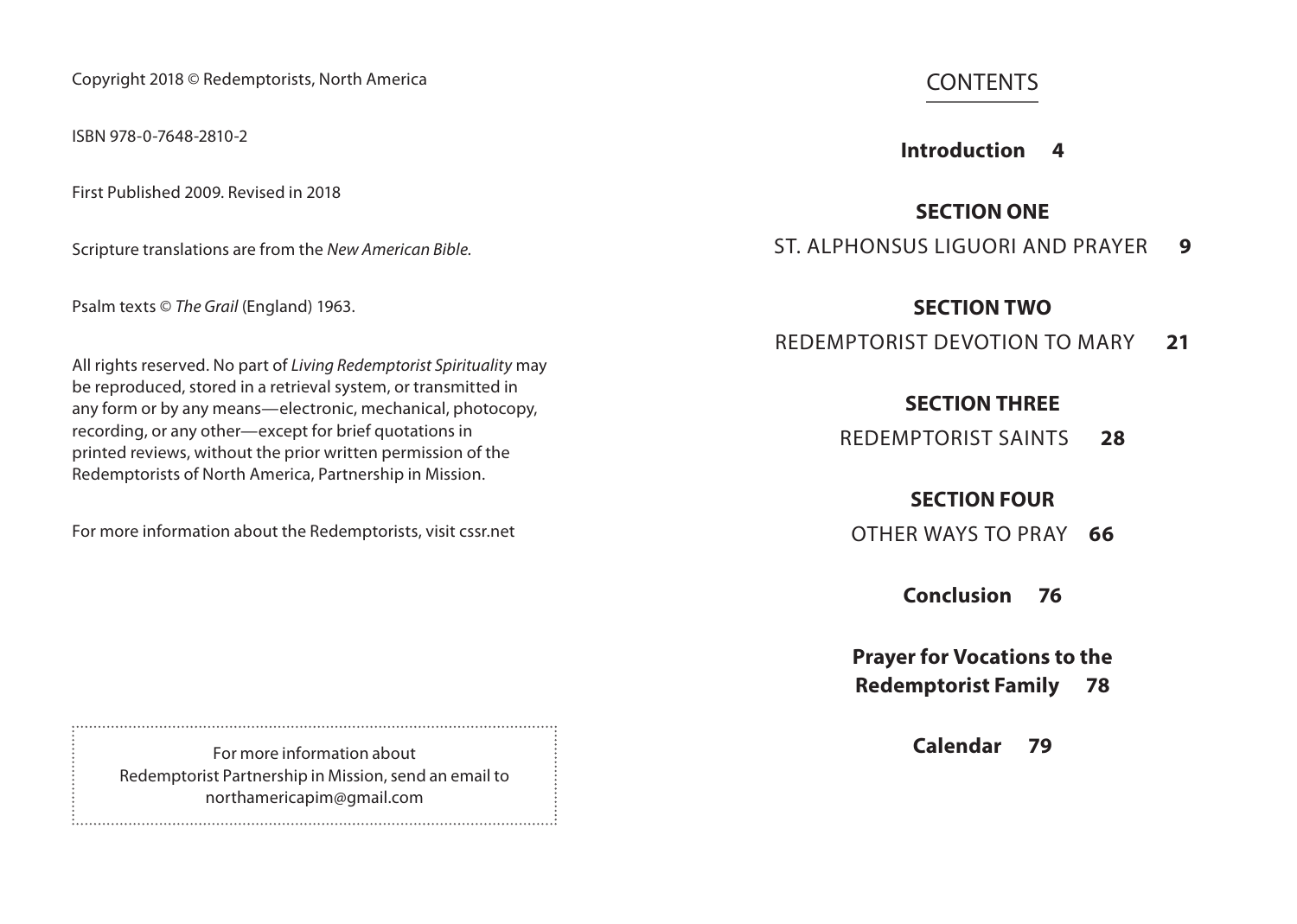Copyright 2018 © Redemptorists, North America

ISBN 978-0-7648-2810-2

First Published 2009. Revised in 2018

Scripture translations are from the *New American Bible.*

Psalm texts © *The Grail* (England) 1963.

All rights reserved. No part of *Living Redemptorist Spirituality* may be reproduced, stored in a retrieval system, or transmitted in any form or by any means—electronic, mechanical, photocopy, recording, or any other—except for brief quotations in printed reviews, without the prior written permission of the Redemptorists of North America, Partnership in Mission.

For more information about the Redemptorists, visit cssr.net

For more information about Redemptorist Partnership in Mission, send an email to northamericapim@gmail.com

# CONTENTS

**Introduction 4**

**SECTION ONE**

ST. ALPHONSUS LIGUORI AND PRAYER **9**

**SECTION TWO**

REDEMPTORIST DEVOTION TO MARY **21**

**SECTION THREE**

REDEMPTORIST SAINTS **28**

**SECTION FOUR**

OTHER WAYS TO PRAY **66**

**Conclusion 76**

**Prayer for Vocations to the Redemptorist Family 78**

**Calendar 79**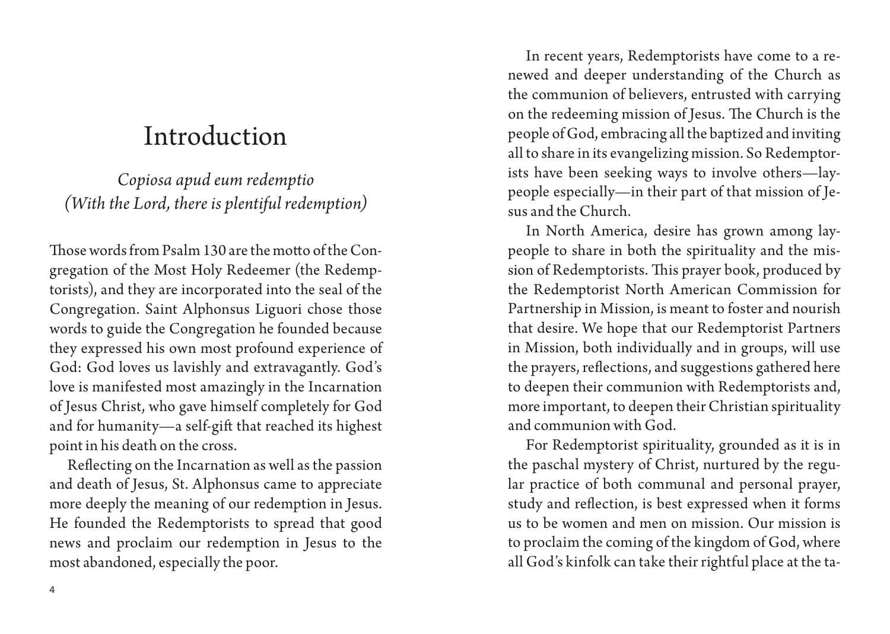# Introduction

*Copiosa apud eum redemptio*
*(With the Lord, there is plentiful redemption)*

Those words from Psalm 130 are the motto of the Congregation of the Most Holy Redeemer (the Redemptorists), and they are incorporated into the seal of the Congregation. Saint Alphonsus Liguori chose those words to guide the Congregation he founded because they expressed his own most profound experience of God: God loves us lavishly and extravagantly. God's love is manifested most amazingly in the Incarnation of Jesus Christ, who gave himself completely for God and for humanity—a self-gift that reached its highest point in his death on the cross.

Reflecting on the Incarnation as well as the passion and death of Jesus, St. Alphonsus came to appreciate more deeply the meaning of our redemption in Jesus. He founded the Redemptorists to spread that good news and proclaim our redemption in Jesus to the most abandoned, especially the poor.

In recent years, Redemptorists have come to a renewed and deeper understanding of the Church as the communion of believers, entrusted with carrying on the redeeming mission of Jesus. The Church is the people of God, embracing all the baptized and inviting all to share in its evangelizing mission. So Redemptorists have been seeking ways to involve others—laypeople especially—in their part of that mission of Jesus and the Church.

In North America, desire has grown among laypeople to share in both the spirituality and the mission of Redemptorists. This prayer book, produced by the Redemptorist North American Commission for Partnership in Mission, is meant to foster and nourish that desire. We hope that our Redemptorist Partners in Mission, both individually and in groups, will use the prayers, reflections, and suggestions gathered here to deepen their communion with Redemptorists and, more important, to deepen their Christian spirituality and communion with God.

For Redemptorist spirituality, grounded as it is in the paschal mystery of Christ, nurtured by the regular practice of both communal and personal prayer, study and reflection, is best expressed when it forms us to be women and men on mission. Our mission is to proclaim the coming of the kingdom of God, where all God's kinfolk can take their rightful place at the ta-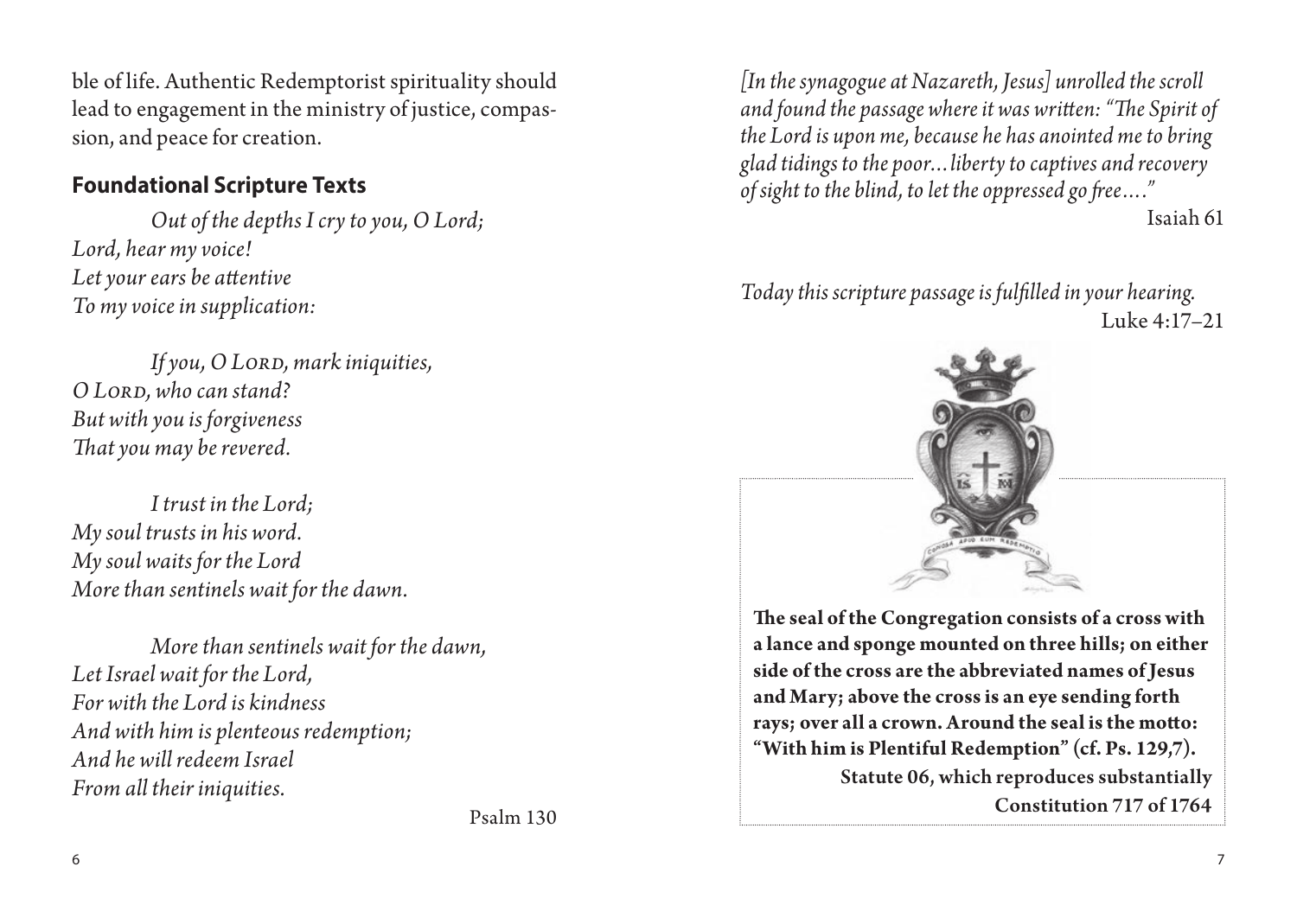ble of life. Authentic Redemptorist spirituality should lead to engagement in the ministry of justice, compassion, and peace for creation.

## Foundational Scripture Texts

*Out of the depths I cry to you, O Lord;*
*Lord, hear my voice!*
*Let your ears be attentive*
*To my voice in supplication:*

*If you, O Lord, mark iniquities,*
*O Lord, who can stand?*
*But with you is forgiveness*
*That you may be revered.*

*I trust in the Lord;*
*My soul trusts in his word.*
*My soul waits for the Lord*
*More than sentinels wait for the dawn.*

*More than sentinels wait for the dawn,*
*Let Israel wait for the Lord,*
*For with the Lord is kindness*
*And with him is plenteous redemption;*
*And he will redeem Israel*
*From all their iniquities.*

Psalm 130

*[In the synagogue at Nazareth, Jesus] unrolled the scroll and found the passage where it was written: "The Spirit of the Lord is upon me, because he has anointed me to bring glad tidings to the poor...liberty to captives and recovery of sight to the blind, to let the oppressed go free...."*

Isaiah 61

*Today this scripture passage is fulfilled in your hearing.*

Luke 4:17–21

**The seal of the Congregation consists of a cross with a lance and sponge mounted on three hills; on either side of the cross are the abbreviated names of Jesus and Mary; above the cross is an eye sending forth rays; over all a crown. Around the seal is the motto: "With him is Plentiful Redemption" (cf. Ps. 129,7).**

**Statute 06, which reproduces substantially Constitution 717 of 1764**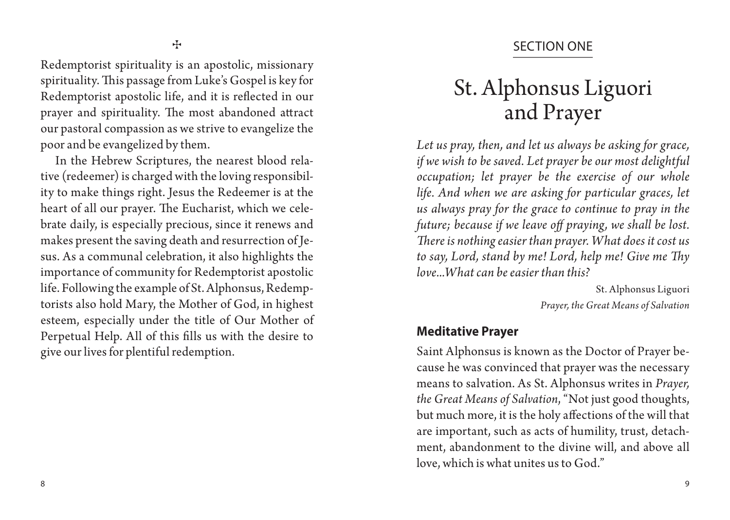✠

Redemptorist spirituality is an apostolic, missionary spirituality. This passage from Luke's Gospel is key for Redemptorist apostolic life, and it is reflected in our prayer and spirituality. The most abandoned attract our pastoral compassion as we strive to evangelize the poor and be evangelized by them.

In the Hebrew Scriptures, the nearest blood relative (redeemer) is charged with the loving responsibility to make things right. Jesus the Redeemer is at the heart of all our prayer. The Eucharist, which we celebrate daily, is especially precious, since it renews and makes present the saving death and resurrection of Jesus. As a communal celebration, it also highlights the importance of community for Redemptorist apostolic life. Following the example of St. Alphonsus, Redemptorists also hold Mary, the Mother of God, in highest esteem, especially under the title of Our Mother of Perpetual Help. All of this fills us with the desire to give our lives for plentiful redemption.

SECTION ONE

# St. Alphonsus Liguori and Prayer

*Let us pray, then, and let us always be asking for grace, if we wish to be saved. Let prayer be our most delightful occupation; let prayer be the exercise of our whole life. And when we are asking for particular graces, let us always pray for the grace to continue to pray in the future; because if we leave off praying, we shall be lost. There is nothing easier than prayer. What does it cost us to say, Lord, stand by me! Lord, help me! Give me Thy love...What can be easier than this?*

St. Alphonsus Liguori
*Prayer, the Great Means of Salvation*

## Meditative Prayer

Saint Alphonsus is known as the Doctor of Prayer because he was convinced that prayer was the necessary means to salvation. As St. Alphonsus writes in *Prayer, the Great Means of Salvation*, "Not just good thoughts, but much more, it is the holy affections of the will that are important, such as acts of humility, trust, detachment, abandonment to the divine will, and above all love, which is what unites us to God."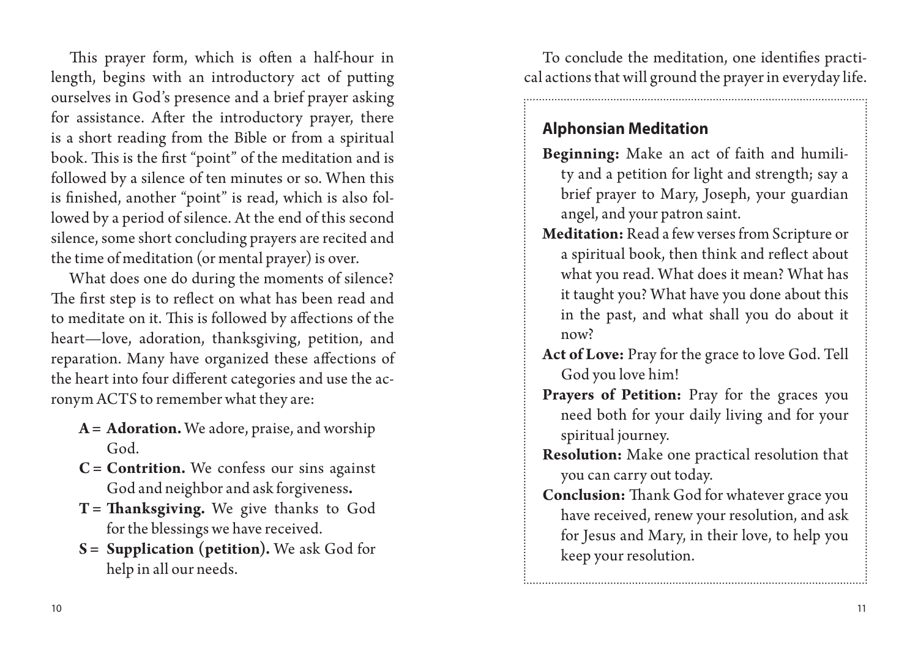This prayer form, which is often a half-hour in length, begins with an introductory act of putting ourselves in God's presence and a brief prayer asking for assistance. After the introductory prayer, there is a short reading from the Bible or from a spiritual book. This is the first "point" of the meditation and is followed by a silence of ten minutes or so. When this is finished, another "point" is read, which is also followed by a period of silence. At the end of this second silence, some short concluding prayers are recited and the time of meditation (or mental prayer) is over.

What does one do during the moments of silence? The first step is to reflect on what has been read and to meditate on it. This is followed by affections of the heart—love, adoration, thanksgiving, petition, and reparation. Many have organized these affections of the heart into four different categories and use the acronym ACTS to remember what they are:

- **A = Adoration.** We adore, praise, and worship God.
- **C = Contrition.** We confess our sins against God and neighbor and ask forgiveness**.**
- **T = Thanksgiving.** We give thanks to God for the blessings we have received.
- **S = Supplication (petition).** We ask God for help in all our needs.

To conclude the meditation, one identifies practical actions that will ground the prayer in everyday life.

## Alphonsian Meditation

**Beginning:** Make an act of faith and humility and a petition for light and strength; say a brief prayer to Mary, Joseph, your guardian angel, and your patron saint.

**Meditation:** Read a few verses from Scripture or a spiritual book, then think and reflect about what you read. What does it mean? What has it taught you? What have you done about this in the past, and what shall you do about it now?

**Act of Love:** Pray for the grace to love God. Tell God you love him!

**Prayers of Petition:** Pray for the graces you need both for your daily living and for your spiritual journey.

**Resolution:** Make one practical resolution that you can carry out today.

**Conclusion:** Thank God for whatever grace you have received, renew your resolution, and ask for Jesus and Mary, in their love, to help you keep your resolution.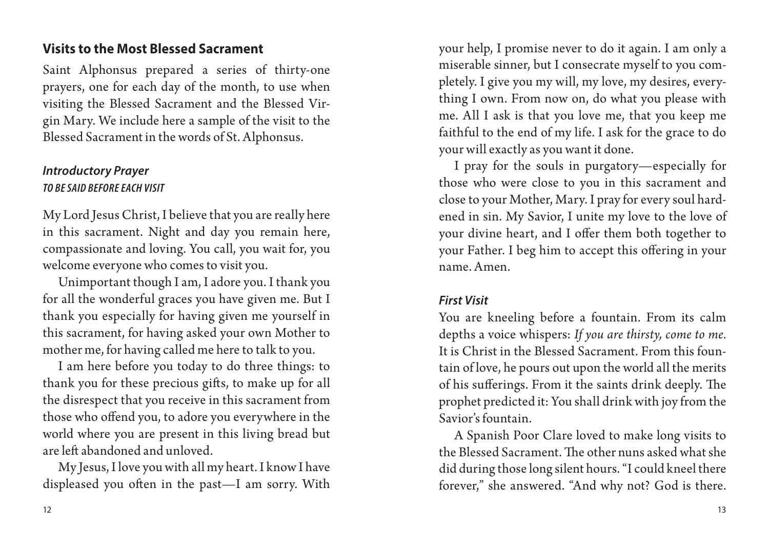## Visits to the Most Blessed Sacrament

Saint Alphonsus prepared a series of thirty-one prayers, one for each day of the month, to use when visiting the Blessed Sacrament and the Blessed Virgin Mary. We include here a sample of the visit to the Blessed Sacrament in the words of St. Alphonsus.

### *Introductory Prayer*

***TO BE SAID BEFORE EACH VISIT***

My Lord Jesus Christ, I believe that you are really here in this sacrament. Night and day you remain here, compassionate and loving. You call, you wait for, you welcome everyone who comes to visit you.

Unimportant though I am, I adore you. I thank you for all the wonderful graces you have given me. But I thank you especially for having given me yourself in this sacrament, for having asked your own Mother to mother me, for having called me here to talk to you.

I am here before you today to do three things: to thank you for these precious gifts, to make up for all the disrespect that you receive in this sacrament from those who offend you, to adore you everywhere in the world where you are present in this living bread but are left abandoned and unloved.

My Jesus, I love you with all my heart. I know I have displeased you often in the past—I am sorry. With your help, I promise never to do it again. I am only a miserable sinner, but I consecrate myself to you completely. I give you my will, my love, my desires, everything I own. From now on, do what you please with me. All I ask is that you love me, that you keep me faithful to the end of my life. I ask for the grace to do your will exactly as you want it done.

I pray for the souls in purgatory—especially for those who were close to you in this sacrament and close to your Mother, Mary. I pray for every soul hardened in sin. My Savior, I unite my love to the love of your divine heart, and I offer them both together to your Father. I beg him to accept this offering in your name. Amen.

### *First Visit*

You are kneeling before a fountain. From its calm depths a voice whispers: *If you are thirsty, come to me.* It is Christ in the Blessed Sacrament. From this fountain of love, he pours out upon the world all the merits of his sufferings. From it the saints drink deeply. The prophet predicted it: You shall drink with joy from the Savior's fountain.

A Spanish Poor Clare loved to make long visits to the Blessed Sacrament. The other nuns asked what she did during those long silent hours. "I could kneel there forever," she answered. "And why not? God is there.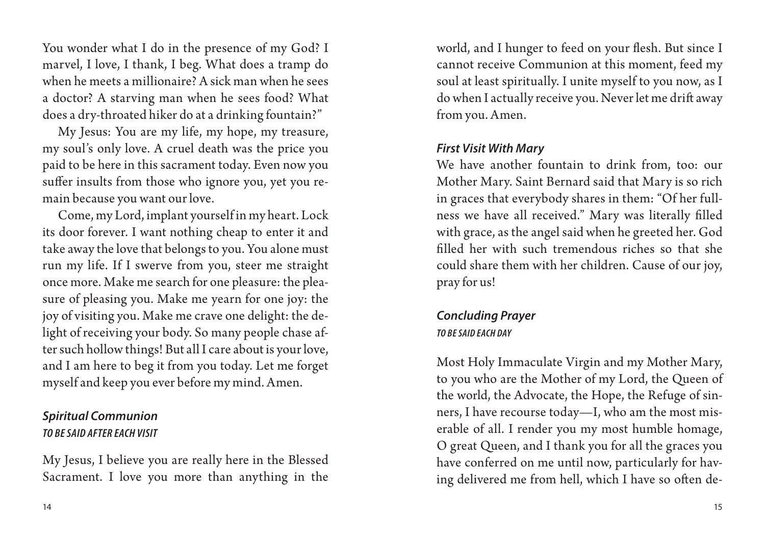You wonder what I do in the presence of my God? I marvel, I love, I thank, I beg. What does a tramp do when he meets a millionaire? A sick man when he sees a doctor? A starving man when he sees food? What does a dry-throated hiker do at a drinking fountain?"

My Jesus: You are my life, my hope, my treasure, my soul's only love. A cruel death was the price you paid to be here in this sacrament today. Even now you suffer insults from those who ignore you, yet you remain because you want our love.

Come, my Lord, implant yourself in my heart. Lock its door forever. I want nothing cheap to enter it and take away the love that belongs to you. You alone must run my life. If I swerve from you, steer me straight once more. Make me search for one pleasure: the pleasure of pleasing you. Make me yearn for one joy: the joy of visiting you. Make me crave one delight: the delight of receiving your body. So many people chase after such hollow things! But all I care about is your love, and I am here to beg it from you today. Let me forget myself and keep you ever before my mind. Amen.

### *Spiritual Communion*

*TO BE SAID AFTER EACH VISIT*

My Jesus, I believe you are really here in the Blessed Sacrament. I love you more than anything in the world, and I hunger to feed on your flesh. But since I cannot receive Communion at this moment, feed my soul at least spiritually. I unite myself to you now, as I do when I actually receive you. Never let me drift away from you. Amen.

### *First Visit With Mary*

We have another fountain to drink from, too: our Mother Mary. Saint Bernard said that Mary is so rich in graces that everybody shares in them: "Of her fullness we have all received." Mary was literally filled with grace, as the angel said when he greeted her. God filled her with such tremendous riches so that she could share them with her children. Cause of our joy, pray for us!

### *Concluding Prayer*

*TO BE SAID EACH DAY*

Most Holy Immaculate Virgin and my Mother Mary, to you who are the Mother of my Lord, the Queen of the world, the Advocate, the Hope, the Refuge of sinners, I have recourse today—I, who am the most miserable of all. I render you my most humble homage, O great Queen, and I thank you for all the graces you have conferred on me until now, particularly for having delivered me from hell, which I have so often de-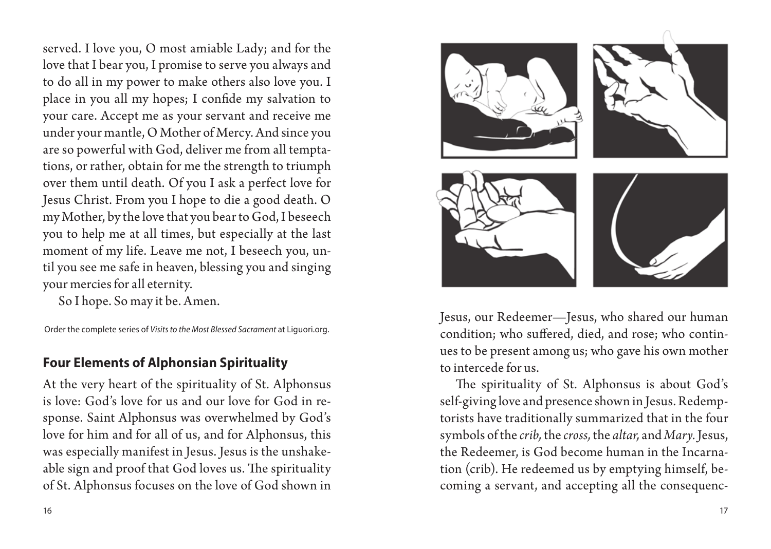served. I love you, O most amiable Lady; and for the love that I bear you, I promise to serve you always and to do all in my power to make others also love you. I place in you all my hopes; I confide my salvation to your care. Accept me as your servant and receive me under your mantle, O Mother of Mercy. And since you are so powerful with God, deliver me from all temptations, or rather, obtain for me the strength to triumph over them until death. Of you I ask a perfect love for Jesus Christ. From you I hope to die a good death. O my Mother, by the love that you bear to God, I beseech you to help me at all times, but especially at the last moment of my life. Leave me not, I beseech you, until you see me safe in heaven, blessing you and singing your mercies for all eternity.

So I hope. So may it be. Amen.

Order the complete series of *Visits to the Most Blessed Sacrament* at Liguori.org.

## Four Elements of Alphonsian Spirituality

At the very heart of the spirituality of St. Alphonsus is love: God's love for us and our love for God in response. Saint Alphonsus was overwhelmed by God's love for him and for all of us, and for Alphonsus, this was especially manifest in Jesus. Jesus is the unshakeable sign and proof that God loves us. The spirituality of St. Alphonsus focuses on the love of God shown in Jesus, our Redeemer—Jesus, who shared our human condition; who suffered, died, and rose; who continues to be present among us; who gave his own mother to intercede for us.

The spirituality of St. Alphonsus is about God's self-giving love and presence shown in Jesus. Redemptorists have traditionally summarized that in the four symbols of the *crib,* the *cross,* the *altar,* and *Mary.* Jesus, the Redeemer, is God become human in the Incarnation (crib). He redeemed us by emptying himself, becoming a servant, and accepting all the consequenc-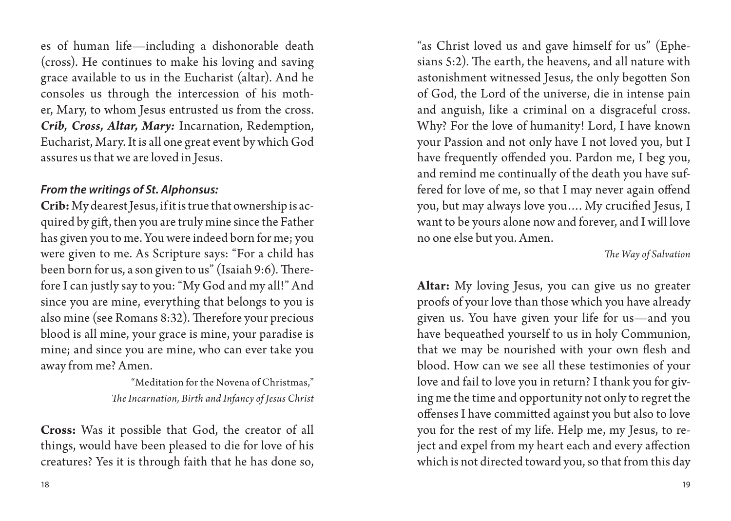es of human life—including a dishonorable death (cross). He continues to make his loving and saving grace available to us in the Eucharist (altar). And he consoles us through the intercession of his mother, Mary, to whom Jesus entrusted us from the cross. ***Crib, Cross, Altar, Mary:*** Incarnation, Redemption, Eucharist, Mary. It is all one great event by which God assures us that we are loved in Jesus.

### *From the writings of St. Alphonsus:*

**Crib:** My dearest Jesus, if it is true that ownership is acquired by gift, then you are truly mine since the Father has given you to me. You were indeed born for me; you were given to me. As Scripture says: "For a child has been born for us, a son given to us" (Isaiah 9:6). Therefore I can justly say to you: "My God and my all!" And since you are mine, everything that belongs to you is also mine (see Romans 8:32). Therefore your precious blood is all mine, your grace is mine, your paradise is mine; and since you are mine, who can ever take you away from me? Amen.

"Meditation for the Novena of Christmas,"
*The Incarnation, Birth and Infancy of Jesus Christ*

**Cross:** Was it possible that God, the creator of all things, would have been pleased to die for love of his creatures? Yes it is through faith that he has done so, "as Christ loved us and gave himself for us" (Ephesians 5:2). The earth, the heavens, and all nature with astonishment witnessed Jesus, the only begotten Son of God, the Lord of the universe, die in intense pain and anguish, like a criminal on a disgraceful cross. Why? For the love of humanity! Lord, I have known your Passion and not only have I not loved you, but I have frequently offended you. Pardon me, I beg you, and remind me continually of the death you have suffered for love of me, so that I may never again offend you, but may always love you.... My crucified Jesus, I want to be yours alone now and forever, and I will love no one else but you. Amen.

*The Way of Salvation*

**Altar:** My loving Jesus, you can give us no greater proofs of your love than those which you have already given us. You have given your life for us—and you have bequeathed yourself to us in holy Communion, that we may be nourished with your own flesh and blood. How can we see all these testimonies of your love and fail to love you in return? I thank you for giving me the time and opportunity not only to regret the offenses I have committed against you but also to love you for the rest of my life. Help me, my Jesus, to reject and expel from my heart each and every affection which is not directed toward you, so that from this day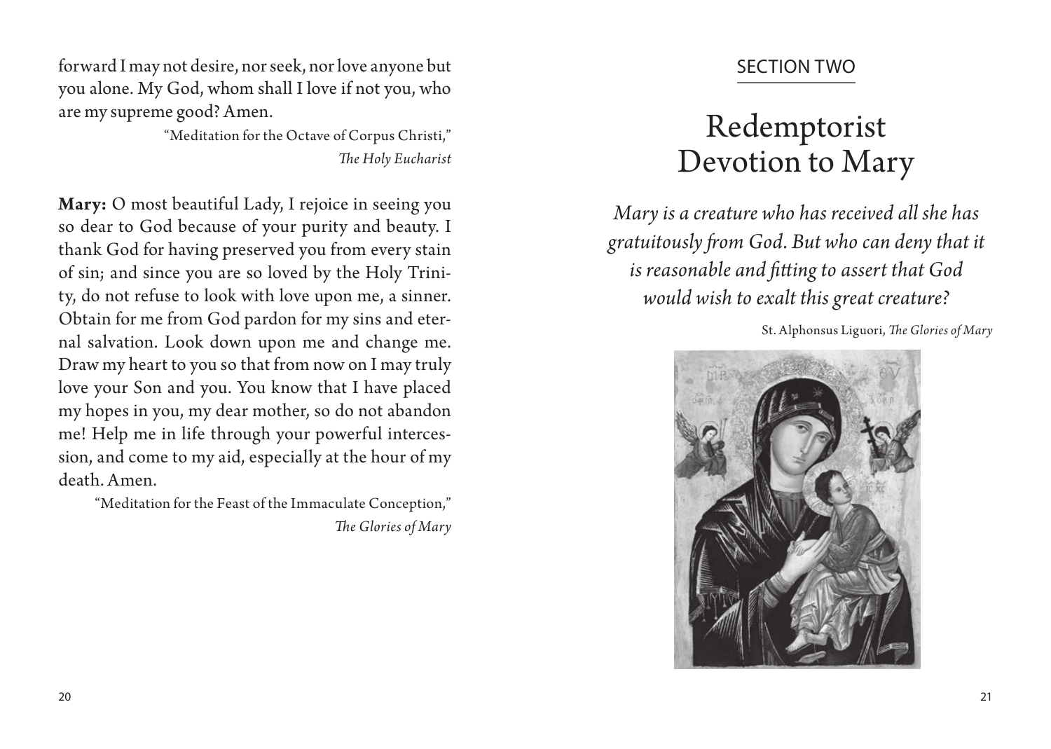forward I may not desire, nor seek, nor love anyone but you alone. My God, whom shall I love if not you, who are my supreme good? Amen.

"Meditation for the Octave of Corpus Christi," *The Holy Eucharist*

**Mary:** O most beautiful Lady, I rejoice in seeing you so dear to God because of your purity and beauty. I thank God for having preserved you from every stain of sin; and since you are so loved by the Holy Trinity, do not refuse to look with love upon me, a sinner. Obtain for me from God pardon for my sins and eternal salvation. Look down upon me and change me. Draw my heart to you so that from now on I may truly love your Son and you. You know that I have placed my hopes in you, my dear mother, so do not abandon me! Help me in life through your powerful intercession, and come to my aid, especially at the hour of my death. Amen.

"Meditation for the Feast of the Immaculate Conception," *The Glories of Mary*

SECTION TWO

# Redemptorist Devotion to Mary

*Mary is a creature who has received all she has gratuitously from God. But who can deny that it is reasonable and fitting to assert that God would wish to exalt this great creature?*

St. Alphonsus Liguori, *The Glories of Mary*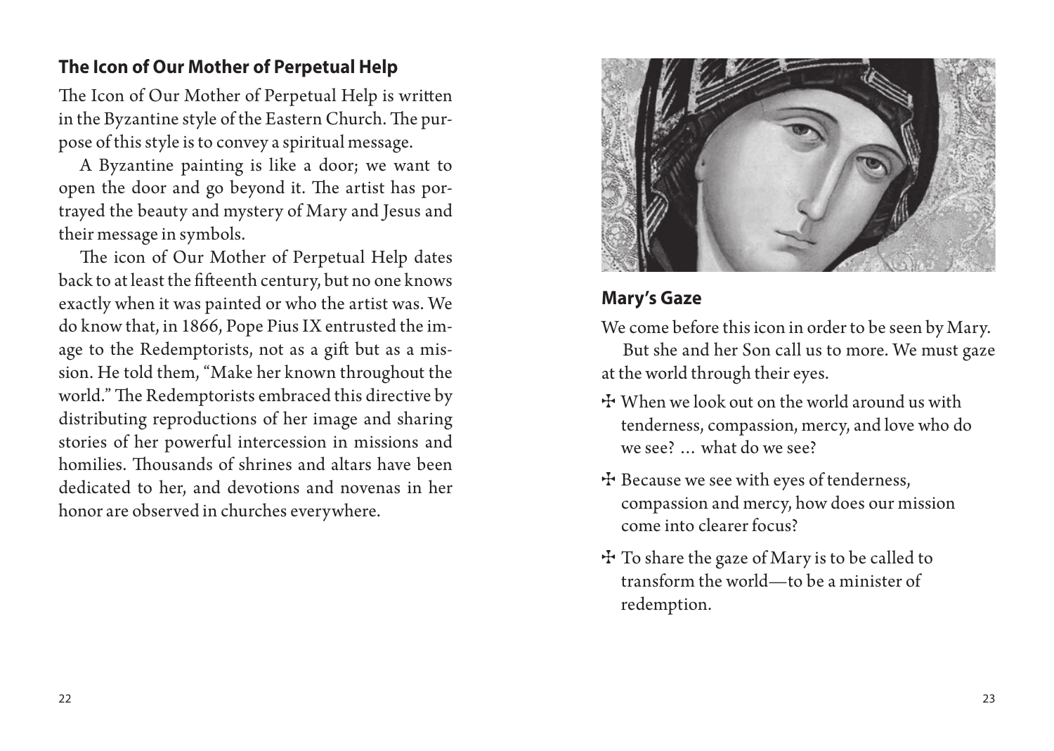## The Icon of Our Mother of Perpetual Help

The Icon of Our Mother of Perpetual Help is written in the Byzantine style of the Eastern Church. The purpose of this style is to convey a spiritual message.

A Byzantine painting is like a door; we want to open the door and go beyond it. The artist has portrayed the beauty and mystery of Mary and Jesus and their message in symbols.

The icon of Our Mother of Perpetual Help dates back to at least the fifteenth century, but no one knows exactly when it was painted or who the artist was. We do know that, in 1866, Pope Pius IX entrusted the image to the Redemptorists, not as a gift but as a mission. He told them, "Make her known throughout the world." The Redemptorists embraced this directive by distributing reproductions of her image and sharing stories of her powerful intercession in missions and homilies. Thousands of shrines and altars have been dedicated to her, and devotions and novenas in her honor are observed in churches everywhere.

## Mary's Gaze

We come before this icon in order to be seen by Mary.

But she and her Son call us to more. We must gaze at the world through their eyes.

- ✠ When we look out on the world around us with tenderness, compassion, mercy, and love who do we see? … what do we see?
- ✠ Because we see with eyes of tenderness, compassion and mercy, how does our mission come into clearer focus?
- ✠ To share the gaze of Mary is to be called to transform the world—to be a minister of redemption.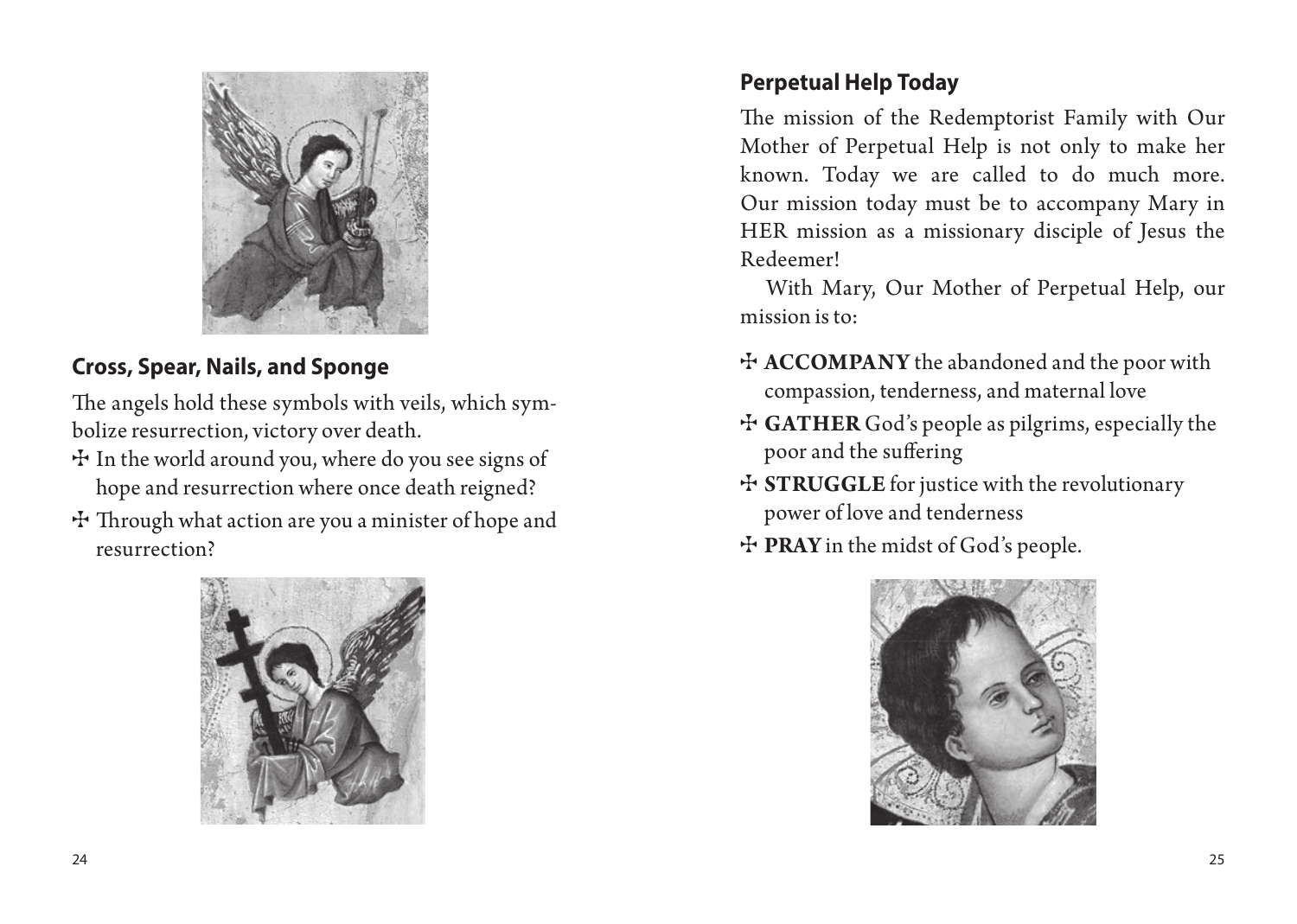## Cross, Spear, Nails, and Sponge

The angels hold these symbols with veils, which symbolize resurrection, victory over death.

- ☩ In the world around you, where do you see signs of hope and resurrection where once death reigned?
- ☩ Through what action are you a minister of hope and resurrection?

## Perpetual Help Today

The mission of the Redemptorist Family with Our Mother of Perpetual Help is not only to make her known. Today we are called to do much more. Our mission today must be to accompany Mary in HER mission as a missionary disciple of Jesus the Redeemer!

With Mary, Our Mother of Perpetual Help, our mission is to:

- ☩ **ACCOMPANY** the abandoned and the poor with compassion, tenderness, and maternal love
- ☩ **GATHER** God's people as pilgrims, especially the poor and the suffering
- ☩ **STRUGGLE** for justice with the revolutionary power of love and tenderness
- ☩ **PRAY** in the midst of God's people.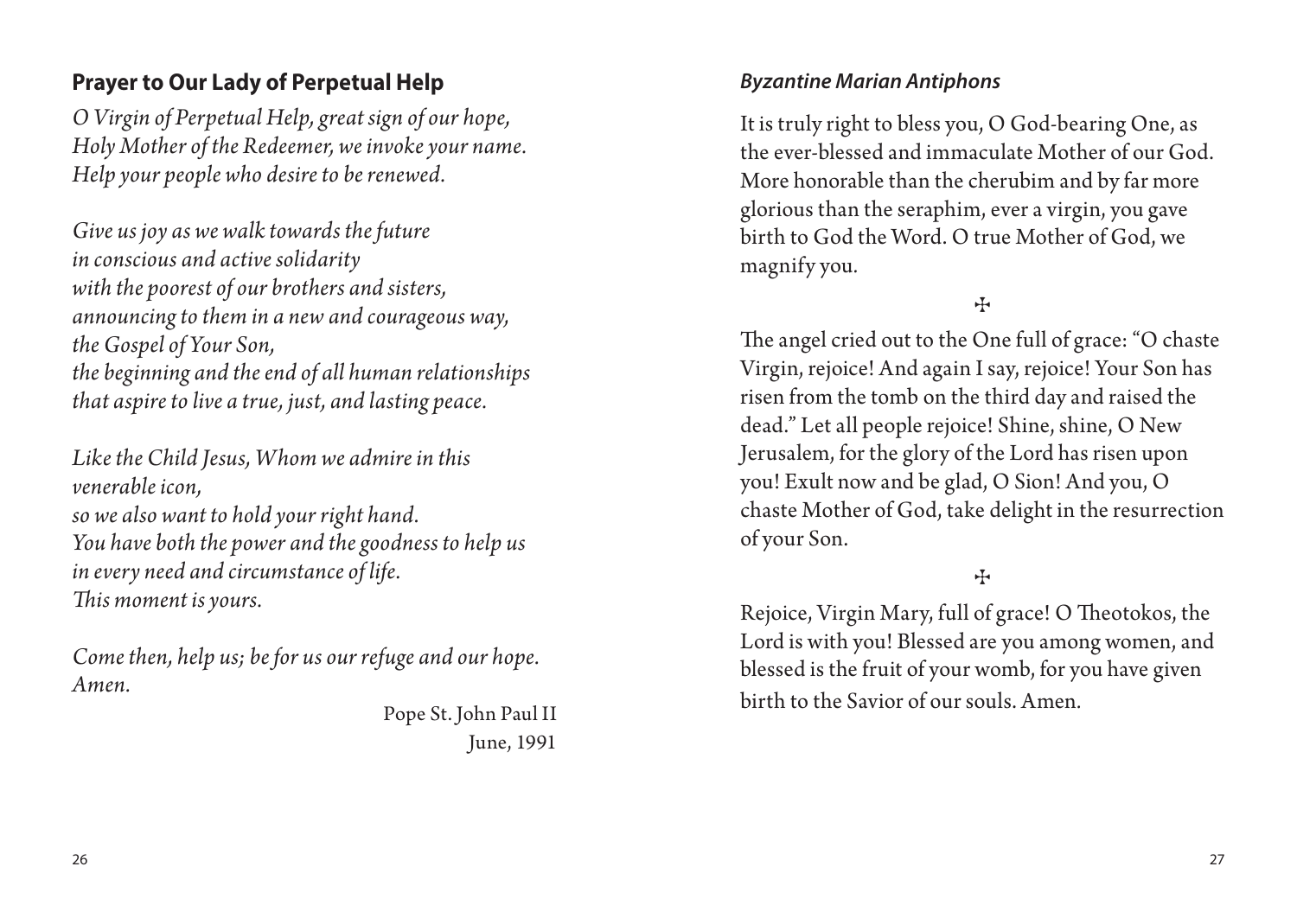## Prayer to Our Lady of Perpetual Help

*O Virgin of Perpetual Help, great sign of our hope,*
*Holy Mother of the Redeemer, we invoke your name.*
*Help your people who desire to be renewed.*

*Give us joy as we walk towards the future*
*in conscious and active solidarity*
*with the poorest of our brothers and sisters,*
*announcing to them in a new and courageous way,*
*the Gospel of Your Son,*
*the beginning and the end of all human relationships*
*that aspire to live a true, just, and lasting peace.*

*Like the Child Jesus, Whom we admire in this venerable icon,*
*so we also want to hold your right hand.*
*You have both the power and the goodness to help us*
*in every need and circumstance of life.*
*This moment is yours.*

*Come then, help us; be for us our refuge and our hope.*
*Amen.*

Pope St. John Paul II
June, 1991

## *Byzantine Marian Antiphons*

It is truly right to bless you, O God-bearing One, as the ever-blessed and immaculate Mother of our God. More honorable than the cherubim and by far more glorious than the seraphim, ever a virgin, you gave birth to God the Word. O true Mother of God, we magnify you.

✠

The angel cried out to the One full of grace: "O chaste Virgin, rejoice! And again I say, rejoice! Your Son has risen from the tomb on the third day and raised the dead." Let all people rejoice! Shine, shine, O New Jerusalem, for the glory of the Lord has risen upon you! Exult now and be glad, O Sion! And you, O chaste Mother of God, take delight in the resurrection of your Son.

✠

Rejoice, Virgin Mary, full of grace! O Theotokos, the Lord is with you! Blessed are you among women, and blessed is the fruit of your womb, for you have given birth to the Savior of our souls. Amen.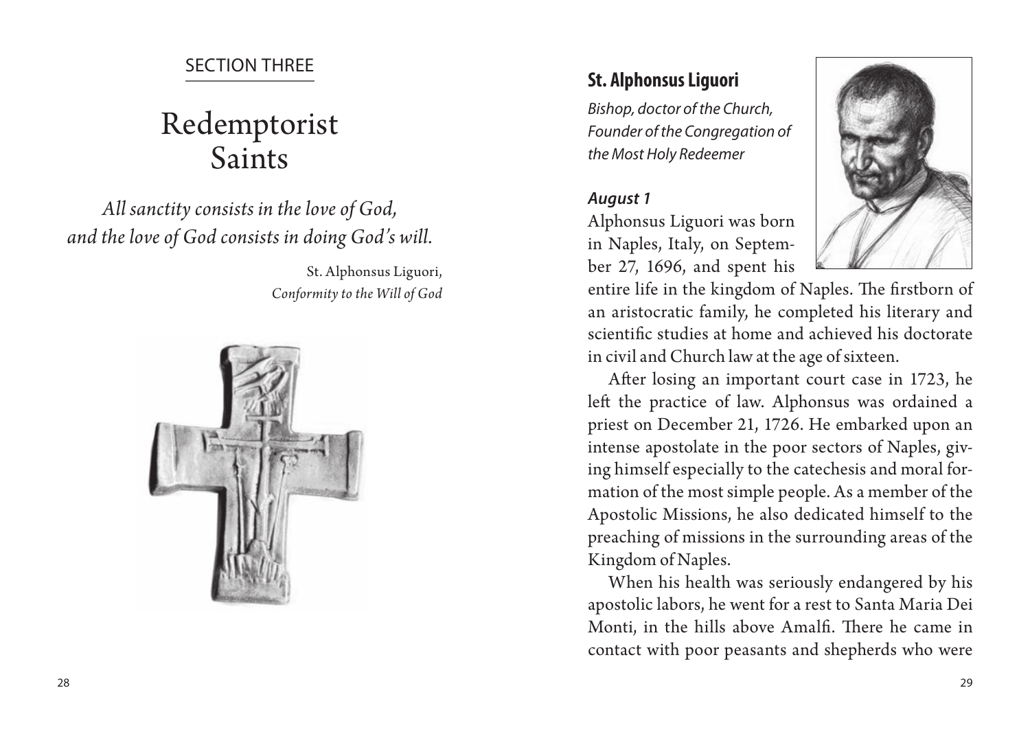SECTION THREE

# Redemptorist Saints

*All sanctity consists in the love of God,*
*and the love of God consists in doing God's will.*

St. Alphonsus Liguori,
*Conformity to the Will of God*

## St. Alphonsus Liguori

*Bishop, doctor of the Church, Founder of the Congregation of the Most Holy Redeemer*

### *August 1*

Alphonsus Liguori was born in Naples, Italy, on September 27, 1696, and spent his entire life in the kingdom of Naples. The firstborn of an aristocratic family, he completed his literary and scientific studies at home and achieved his doctorate in civil and Church law at the age of sixteen.

After losing an important court case in 1723, he left the practice of law. Alphonsus was ordained a priest on December 21, 1726. He embarked upon an intense apostolate in the poor sectors of Naples, giving himself especially to the catechesis and moral formation of the most simple people. As a member of the Apostolic Missions, he also dedicated himself to the preaching of missions in the surrounding areas of the Kingdom of Naples.

When his health was seriously endangered by his apostolic labors, he went for a rest to Santa Maria Dei Monti, in the hills above Amalfi. There he came in contact with poor peasants and shepherds who were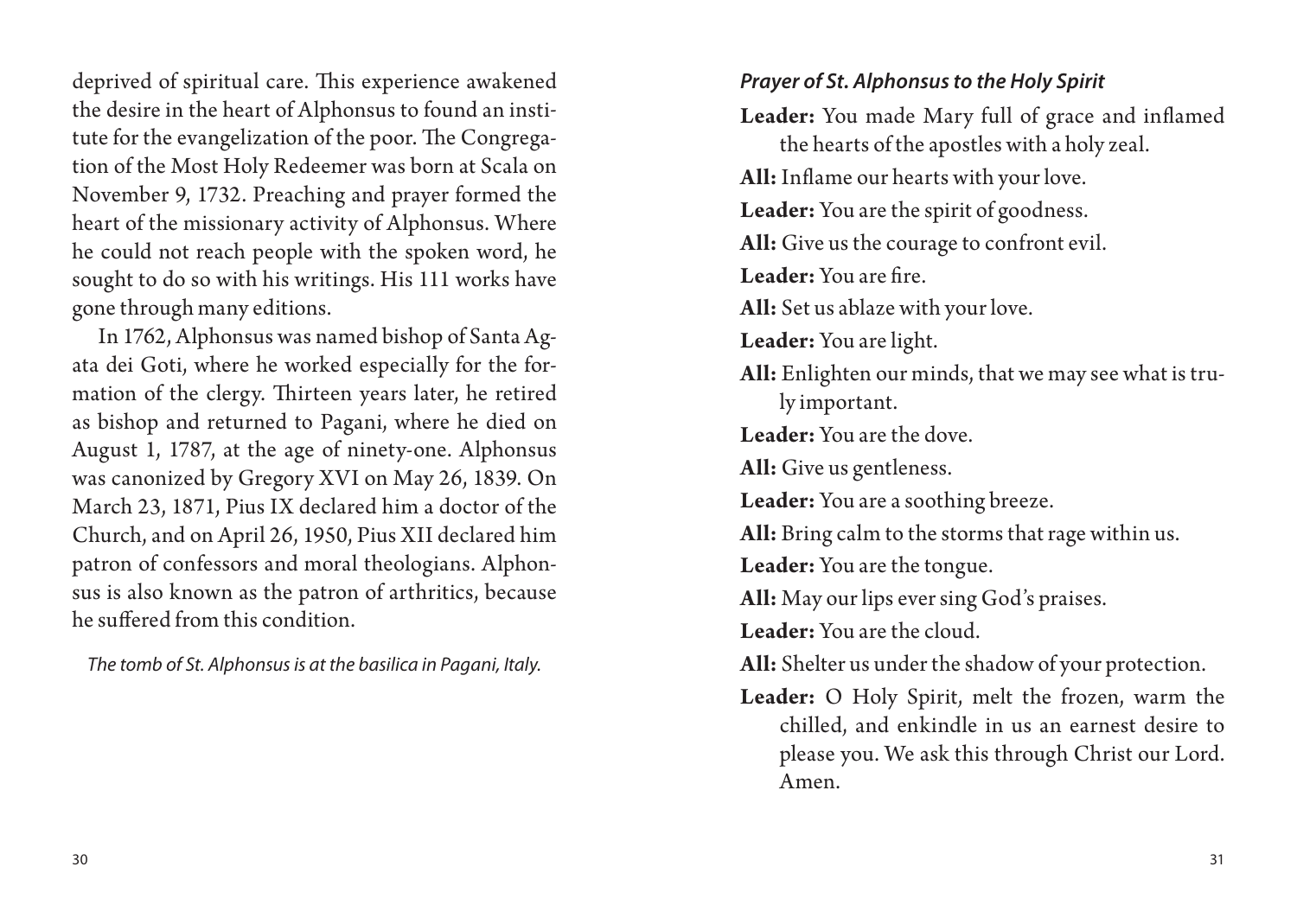deprived of spiritual care. This experience awakened the desire in the heart of Alphonsus to found an institute for the evangelization of the poor. The Congregation of the Most Holy Redeemer was born at Scala on November 9, 1732. Preaching and prayer formed the heart of the missionary activity of Alphonsus. Where he could not reach people with the spoken word, he sought to do so with his writings. His 111 works have gone through many editions.

In 1762, Alphonsus was named bishop of Santa Agata dei Goti, where he worked especially for the formation of the clergy. Thirteen years later, he retired as bishop and returned to Pagani, where he died on August 1, 1787, at the age of ninety-one. Alphonsus was canonized by Gregory XVI on May 26, 1839. On March 23, 1871, Pius IX declared him a doctor of the Church, and on April 26, 1950, Pius XII declared him patron of confessors and moral theologians. Alphonsus is also known as the patron of arthritics, because he suffered from this condition.

*The tomb of St. Alphonsus is at the basilica in Pagani, Italy.*

### *Prayer of St. Alphonsus to the Holy Spirit*

**Leader:** You made Mary full of grace and inflamed the hearts of the apostles with a holy zeal.

**All:** Inflame our hearts with your love.

**Leader:** You are the spirit of goodness.

**All:** Give us the courage to confront evil.

**Leader:** You are fire.

**All:** Set us ablaze with your love.

**Leader:** You are light.

**All:** Enlighten our minds, that we may see what is truly important.

**Leader:** You are the dove.

**All:** Give us gentleness.

**Leader:** You are a soothing breeze.

**All:** Bring calm to the storms that rage within us.

**Leader:** You are the tongue.

**All:** May our lips ever sing God's praises.

**Leader:** You are the cloud.

**All:** Shelter us under the shadow of your protection.

**Leader:** O Holy Spirit, melt the frozen, warm the chilled, and enkindle in us an earnest desire to please you. We ask this through Christ our Lord. Amen.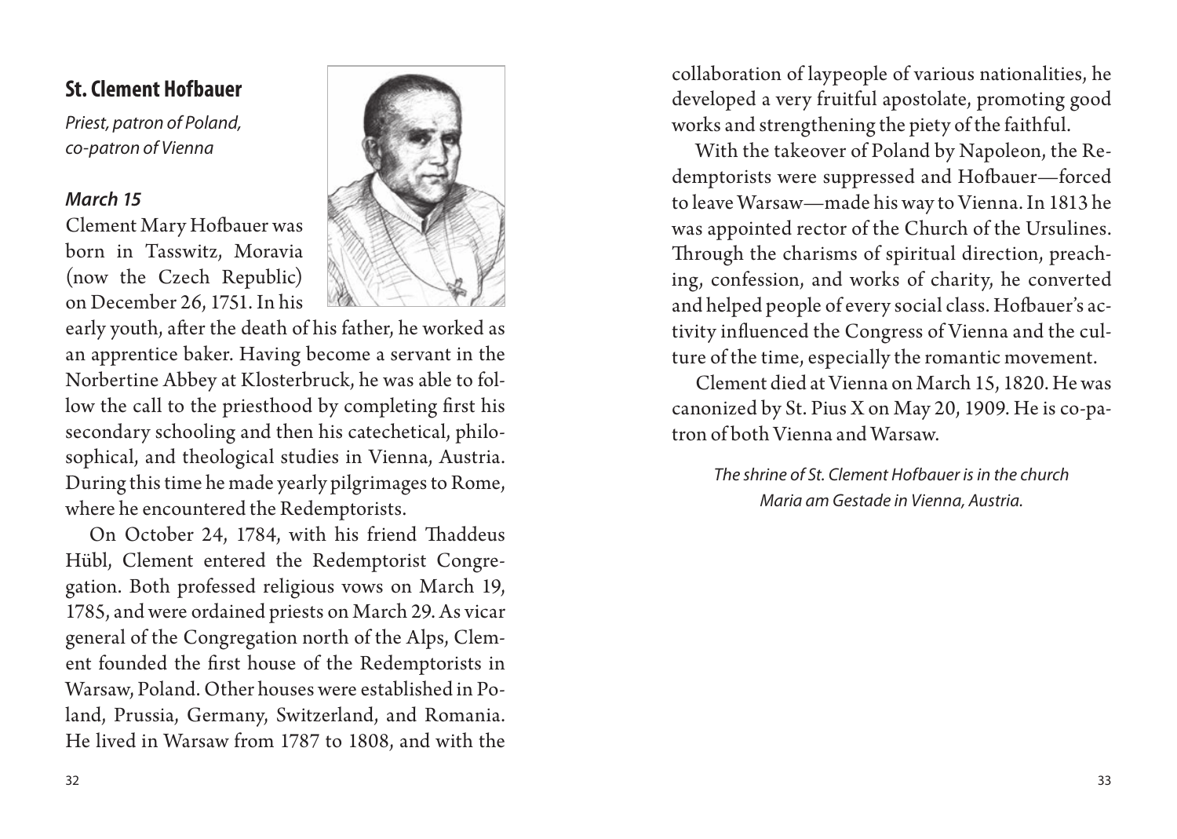## St. Clement Hofbauer

*Priest, patron of Poland, co-patron of Vienna*

### *March 15*

Clement Mary Hofbauer was born in Tasswitz, Moravia (now the Czech Republic) on December 26, 1751. In his early youth, after the death of his father, he worked as an apprentice baker. Having become a servant in the Norbertine Abbey at Klosterbruck, he was able to follow the call to the priesthood by completing first his secondary schooling and then his catechetical, philosophical, and theological studies in Vienna, Austria. During this time he made yearly pilgrimages to Rome, where he encountered the Redemptorists.

On October 24, 1784, with his friend Thaddeus Hübl, Clement entered the Redemptorist Congregation. Both professed religious vows on March 19, 1785, and were ordained priests on March 29. As vicar general of the Congregation north of the Alps, Clement founded the first house of the Redemptorists in Warsaw, Poland. Other houses were established in Poland, Prussia, Germany, Switzerland, and Romania. He lived in Warsaw from 1787 to 1808, and with the collaboration of laypeople of various nationalities, he developed a very fruitful apostolate, promoting good works and strengthening the piety of the faithful.

With the takeover of Poland by Napoleon, the Redemptorists were suppressed and Hofbauer—forced to leave Warsaw—made his way to Vienna. In 1813 he was appointed rector of the Church of the Ursulines. Through the charisms of spiritual direction, preaching, confession, and works of charity, he converted and helped people of every social class. Hofbauer's activity influenced the Congress of Vienna and the culture of the time, especially the romantic movement.

Clement died at Vienna on March 15, 1820. He was canonized by St. Pius X on May 20, 1909. He is co-patron of both Vienna and Warsaw.

*The shrine of St. Clement Hofbauer is in the church Maria am Gestade in Vienna, Austria.*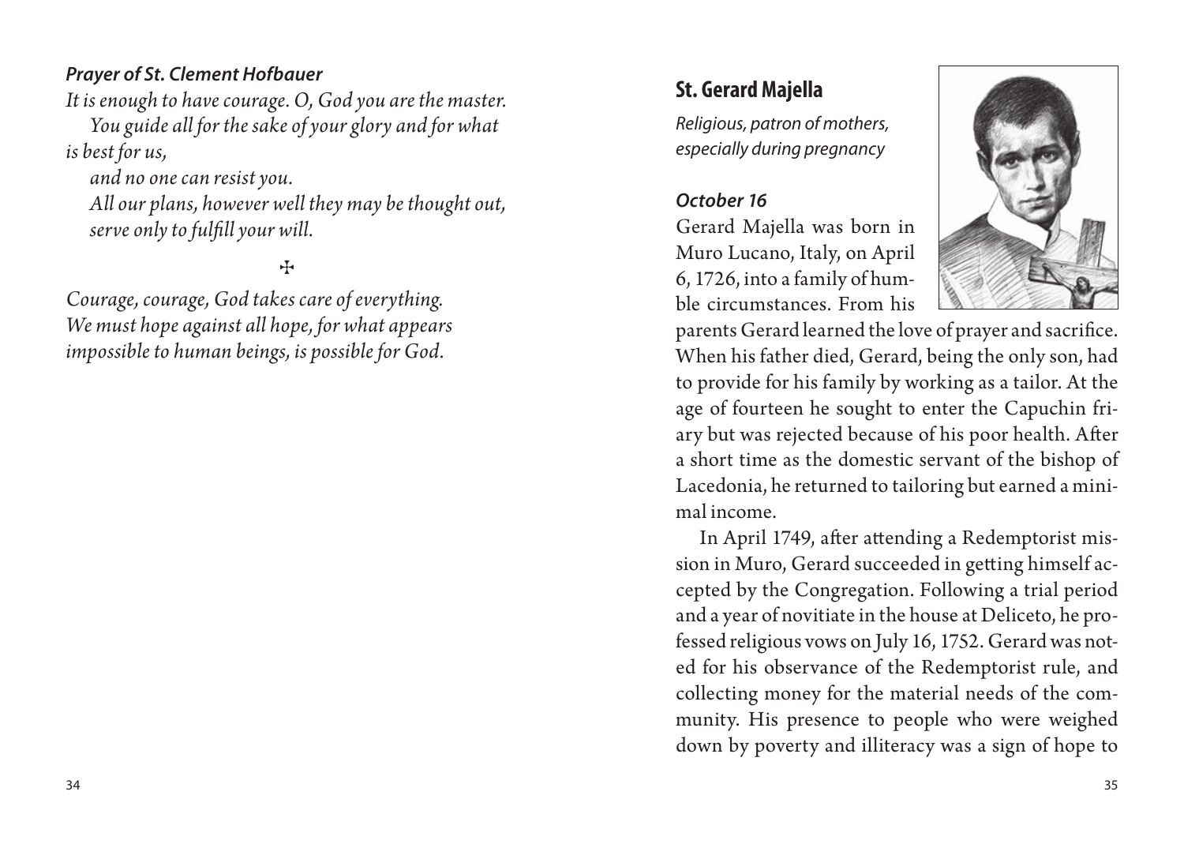***Prayer of St. Clement Hofbauer***

*It is enough to have courage. O, God you are the master.*
*You guide all for the sake of your glory and for what is best for us,*
*and no one can resist you.*
*All our plans, however well they may be thought out,*
*serve only to fulfill your will.*

✠

*Courage, courage, God takes care of everything.*
*We must hope against all hope, for what appears impossible to human beings, is possible for God.*

## St. Gerard Majella

*Religious, patron of mothers, especially during pregnancy*

***October 16***

Gerard Majella was born in Muro Lucano, Italy, on April 6, 1726, into a family of humble circumstances. From his parents Gerard learned the love of prayer and sacrifice. When his father died, Gerard, being the only son, had to provide for his family by working as a tailor. At the age of fourteen he sought to enter the Capuchin friary but was rejected because of his poor health. After a short time as the domestic servant of the bishop of Lacedonia, he returned to tailoring but earned a minimal income.

In April 1749, after attending a Redemptorist mission in Muro, Gerard succeeded in getting himself accepted by the Congregation. Following a trial period and a year of novitiate in the house at Deliceto, he professed religious vows on July 16, 1752. Gerard was noted for his observance of the Redemptorist rule, and collecting money for the material needs of the community. His presence to people who were weighed down by poverty and illiteracy was a sign of hope to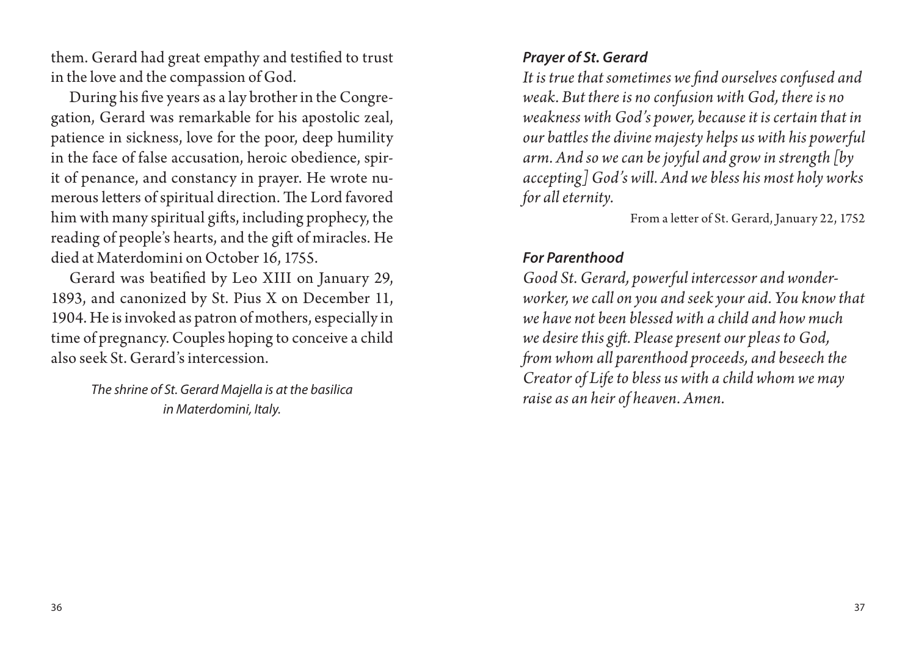them. Gerard had great empathy and testified to trust in the love and the compassion of God.

During his five years as a lay brother in the Congregation, Gerard was remarkable for his apostolic zeal, patience in sickness, love for the poor, deep humility in the face of false accusation, heroic obedience, spirit of penance, and constancy in prayer. He wrote numerous letters of spiritual direction. The Lord favored him with many spiritual gifts, including prophecy, the reading of people's hearts, and the gift of miracles. He died at Materdomini on October 16, 1755.

Gerard was beatified by Leo XIII on January 29, 1893, and canonized by St. Pius X on December 11, 1904. He is invoked as patron of mothers, especially in time of pregnancy. Couples hoping to conceive a child also seek St. Gerard's intercession.

*The shrine of St. Gerard Majella is at the basilica in Materdomini, Italy.*

### *Prayer of St. Gerard*

*It is true that sometimes we find ourselves confused and weak. But there is no confusion with God, there is no weakness with God's power, because it is certain that in our battles the divine majesty helps us with his powerful arm. And so we can be joyful and grow in strength [by accepting] God's will. And we bless his most holy works for all eternity.*

From a letter of St. Gerard, January 22, 1752

### *For Parenthood*

*Good St. Gerard, powerful intercessor and wonder-worker, we call on you and seek your aid. You know that we have not been blessed with a child and how much we desire this gift. Please present our pleas to God, from whom all parenthood proceeds, and beseech the Creator of Life to bless us with a child whom we may raise as an heir of heaven. Amen.*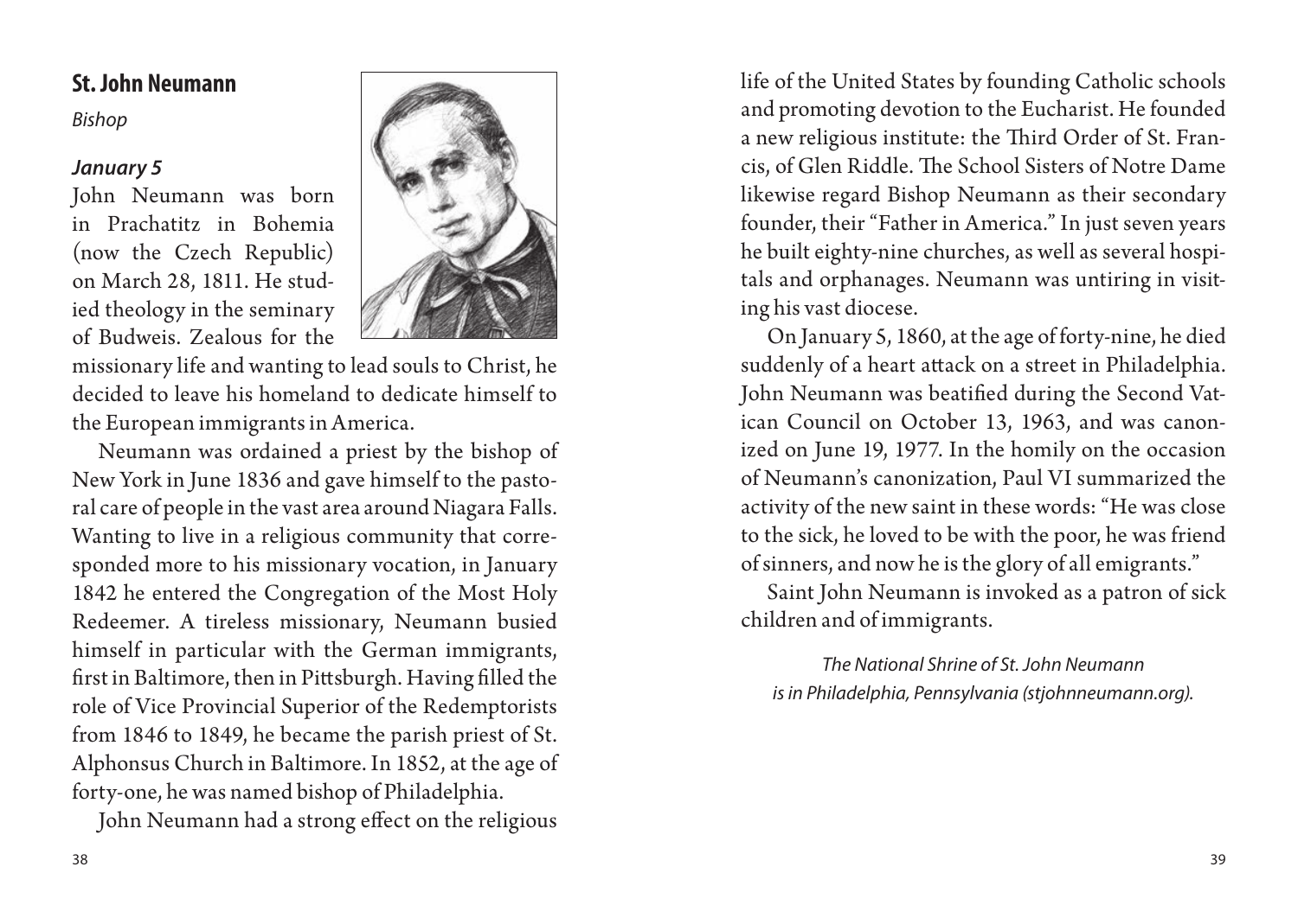## St. John Neumann

*Bishop*

### *January 5*

John Neumann was born in Prachatitz in Bohemia (now the Czech Republic) on March 28, 1811. He studied theology in the seminary of Budweis. Zealous for the missionary life and wanting to lead souls to Christ, he decided to leave his homeland to dedicate himself to the European immigrants in America.

Neumann was ordained a priest by the bishop of New York in June 1836 and gave himself to the pastoral care of people in the vast area around Niagara Falls. Wanting to live in a religious community that corresponded more to his missionary vocation, in January 1842 he entered the Congregation of the Most Holy Redeemer. A tireless missionary, Neumann busied himself in particular with the German immigrants, first in Baltimore, then in Pittsburgh. Having filled the role of Vice Provincial Superior of the Redemptorists from 1846 to 1849, he became the parish priest of St. Alphonsus Church in Baltimore. In 1852, at the age of forty-one, he was named bishop of Philadelphia.

John Neumann had a strong effect on the religious life of the United States by founding Catholic schools and promoting devotion to the Eucharist. He founded a new religious institute: the Third Order of St. Francis, of Glen Riddle. The School Sisters of Notre Dame likewise regard Bishop Neumann as their secondary founder, their "Father in America." In just seven years he built eighty-nine churches, as well as several hospitals and orphanages. Neumann was untiring in visiting his vast diocese.

On January 5, 1860, at the age of forty-nine, he died suddenly of a heart attack on a street in Philadelphia. John Neumann was beatified during the Second Vatican Council on October 13, 1963, and was canonized on June 19, 1977. In the homily on the occasion of Neumann's canonization, Paul VI summarized the activity of the new saint in these words: "He was close to the sick, he loved to be with the poor, he was friend of sinners, and now he is the glory of all emigrants."

Saint John Neumann is invoked as a patron of sick children and of immigrants.

*The National Shrine of St. John Neumann is in Philadelphia, Pennsylvania (stjohnneumann.org).*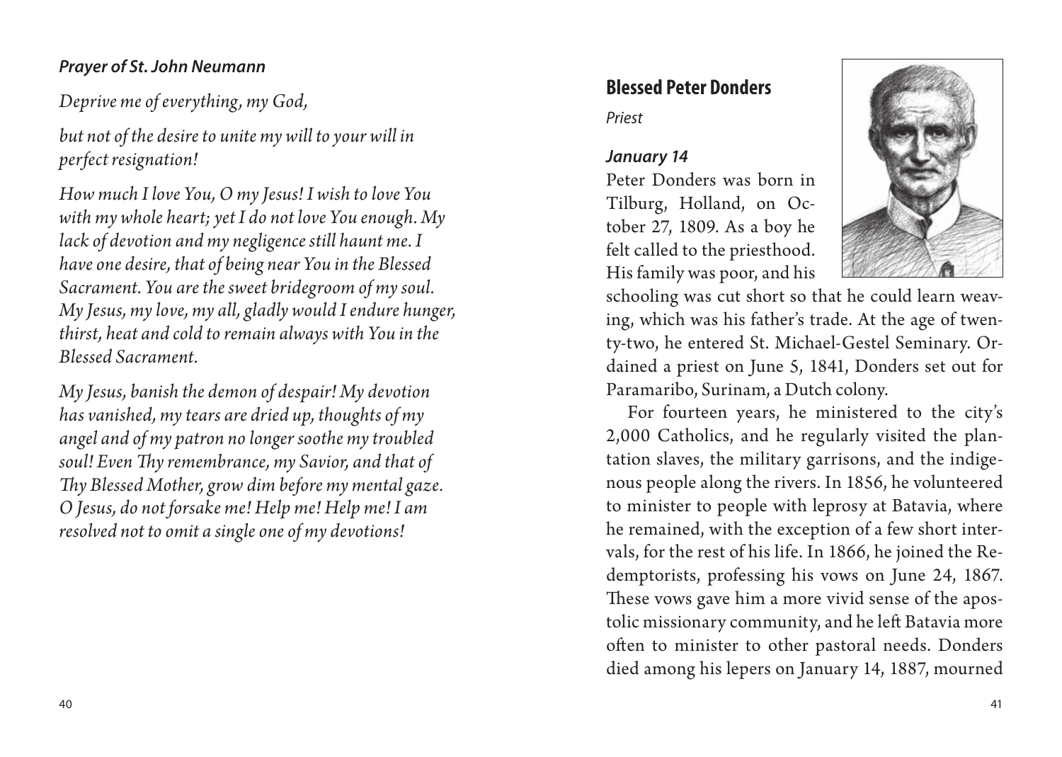***Prayer of St. John Neumann***

*Deprive me of everything, my God,*

*but not of the desire to unite my will to your will in perfect resignation!*

*How much I love You, O my Jesus! I wish to love You with my whole heart; yet I do not love You enough. My lack of devotion and my negligence still haunt me. I have one desire, that of being near You in the Blessed Sacrament. You are the sweet bridegroom of my soul. My Jesus, my love, my all, gladly would I endure hunger, thirst, heat and cold to remain always with You in the Blessed Sacrament.*

*My Jesus, banish the demon of despair! My devotion has vanished, my tears are dried up, thoughts of my angel and of my patron no longer soothe my troubled soul! Even Thy remembrance, my Savior, and that of Thy Blessed Mother, grow dim before my mental gaze. O Jesus, do not forsake me! Help me! Help me! I am resolved not to omit a single one of my devotions!*

## Blessed Peter Donders

*Priest*

***January 14***

Peter Donders was born in Tilburg, Holland, on October 27, 1809. As a boy he felt called to the priesthood. His family was poor, and his schooling was cut short so that he could learn weaving, which was his father's trade. At the age of twenty-two, he entered St. Michael-Gestel Seminary. Ordained a priest on June 5, 1841, Donders set out for Paramaribo, Surinam, a Dutch colony.

For fourteen years, he ministered to the city's 2,000 Catholics, and he regularly visited the plantation slaves, the military garrisons, and the indigenous people along the rivers. In 1856, he volunteered to minister to people with leprosy at Batavia, where he remained, with the exception of a few short intervals, for the rest of his life. In 1866, he joined the Redemptorists, professing his vows on June 24, 1867. These vows gave him a more vivid sense of the apostolic missionary community, and he left Batavia more often to minister to other pastoral needs. Donders died among his lepers on January 14, 1887, mourned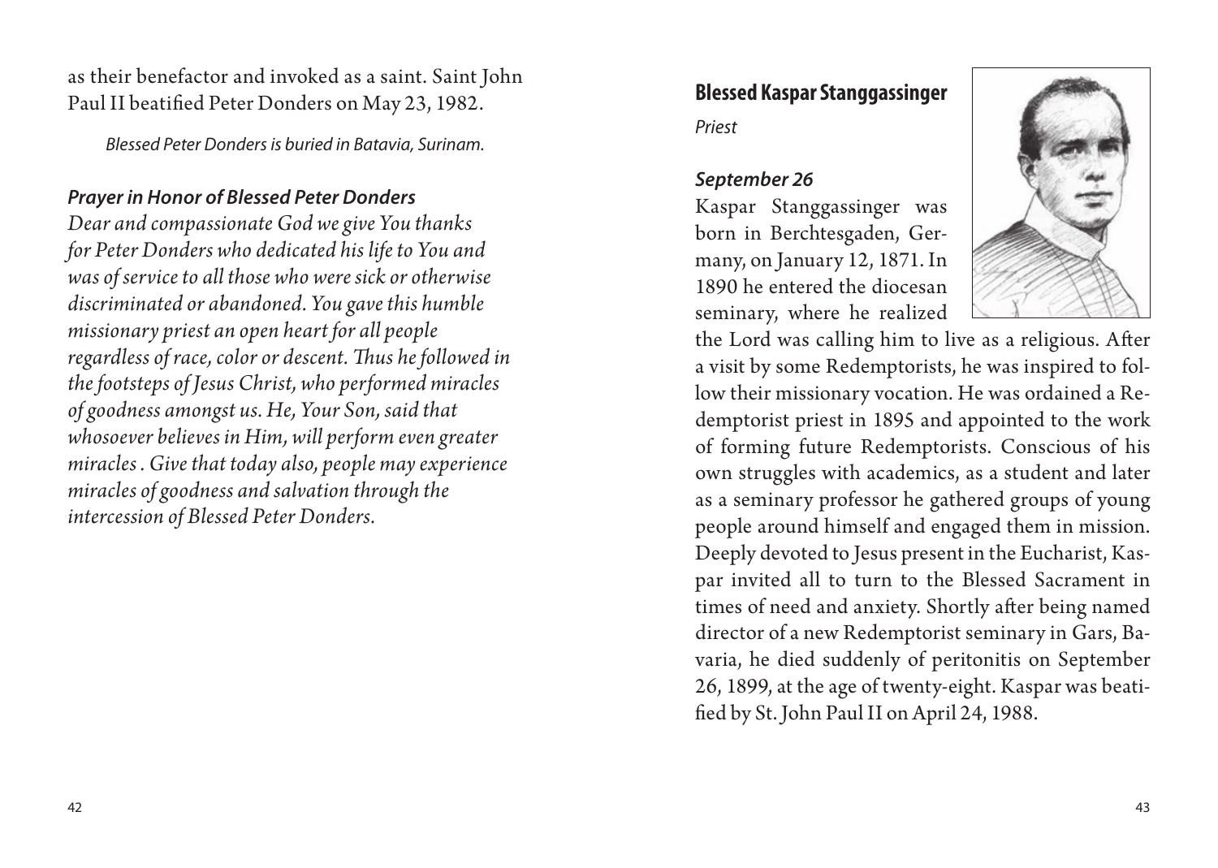as their benefactor and invoked as a saint. Saint John Paul II beatified Peter Donders on May 23, 1982.

*Blessed Peter Donders is buried in Batavia, Surinam.*

### *Prayer in Honor of Blessed Peter Donders*

*Dear and compassionate God we give You thanks for Peter Donders who dedicated his life to You and was of service to all those who were sick or otherwise discriminated or abandoned. You gave this humble missionary priest an open heart for all people regardless of race, color or descent. Thus he followed in the footsteps of Jesus Christ, who performed miracles of goodness amongst us. He, Your Son, said that whosoever believes in Him, will perform even greater miracles . Give that today also, people may experience miracles of goodness and salvation through the intercession of Blessed Peter Donders.*

## Blessed Kaspar Stanggassinger

*Priest*

### *September 26*

Kaspar Stanggassinger was born in Berchtesgaden, Germany, on January 12, 1871. In 1890 he entered the diocesan seminary, where he realized the Lord was calling him to live as a religious. After a visit by some Redemptorists, he was inspired to follow their missionary vocation. He was ordained a Redemptorist priest in 1895 and appointed to the work of forming future Redemptorists. Conscious of his own struggles with academics, as a student and later as a seminary professor he gathered groups of young people around himself and engaged them in mission. Deeply devoted to Jesus present in the Eucharist, Kaspar invited all to turn to the Blessed Sacrament in times of need and anxiety. Shortly after being named director of a new Redemptorist seminary in Gars, Bavaria, he died suddenly of peritonitis on September 26, 1899, at the age of twenty-eight. Kaspar was beatified by St. John Paul II on April 24, 1988.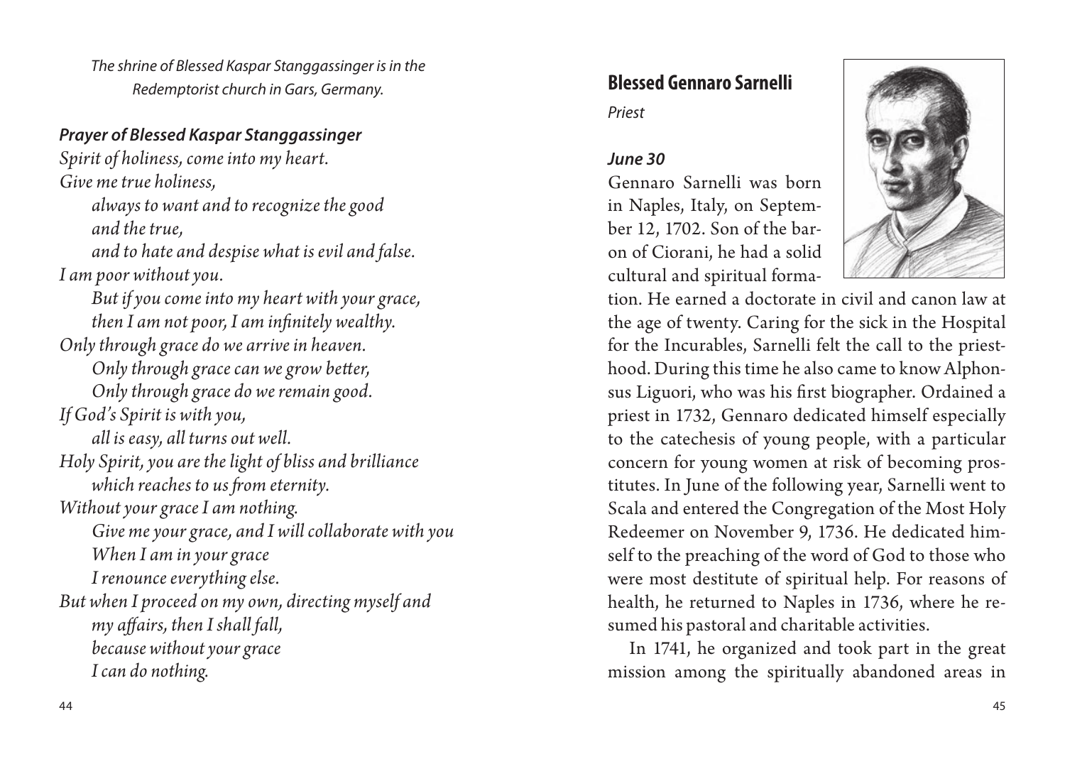*The shrine of Blessed Kaspar Stanggassinger is in the Redemptorist church in Gars, Germany.*

### *Prayer of Blessed Kaspar Stanggassinger*

*Spirit of holiness, come into my heart.*
*Give me true holiness,*
*always to want and to recognize the good and the true,*
*and to hate and despise what is evil and false.*
*I am poor without you.*
*But if you come into my heart with your grace,*
*then I am not poor, I am infinitely wealthy.*
*Only through grace do we arrive in heaven.*
*Only through grace can we grow better,*
*Only through grace do we remain good.*
*If God's Spirit is with you,*
*all is easy, all turns out well.*
*Holy Spirit, you are the light of bliss and brilliance*
*which reaches to us from eternity.*
*Without your grace I am nothing.*
*Give me your grace, and I will collaborate with you*
*When I am in your grace*
*I renounce everything else.*
*But when I proceed on my own, directing myself and my affairs, then I shall fall,*
*because without your grace*
*I can do nothing.*

## Blessed Gennaro Sarnelli

*Priest*

### *June 30*

Gennaro Sarnelli was born in Naples, Italy, on September 12, 1702. Son of the baron of Ciorani, he had a solid cultural and spiritual formation. He earned a doctorate in civil and canon law at the age of twenty. Caring for the sick in the Hospital for the Incurables, Sarnelli felt the call to the priesthood. During this time he also came to know Alphonsus Liguori, who was his first biographer. Ordained a priest in 1732, Gennaro dedicated himself especially to the catechesis of young people, with a particular concern for young women at risk of becoming prostitutes. In June of the following year, Sarnelli went to Scala and entered the Congregation of the Most Holy Redeemer on November 9, 1736. He dedicated himself to the preaching of the word of God to those who were most destitute of spiritual help. For reasons of health, he returned to Naples in 1736, where he resumed his pastoral and charitable activities.

In 1741, he organized and took part in the great mission among the spiritually abandoned areas in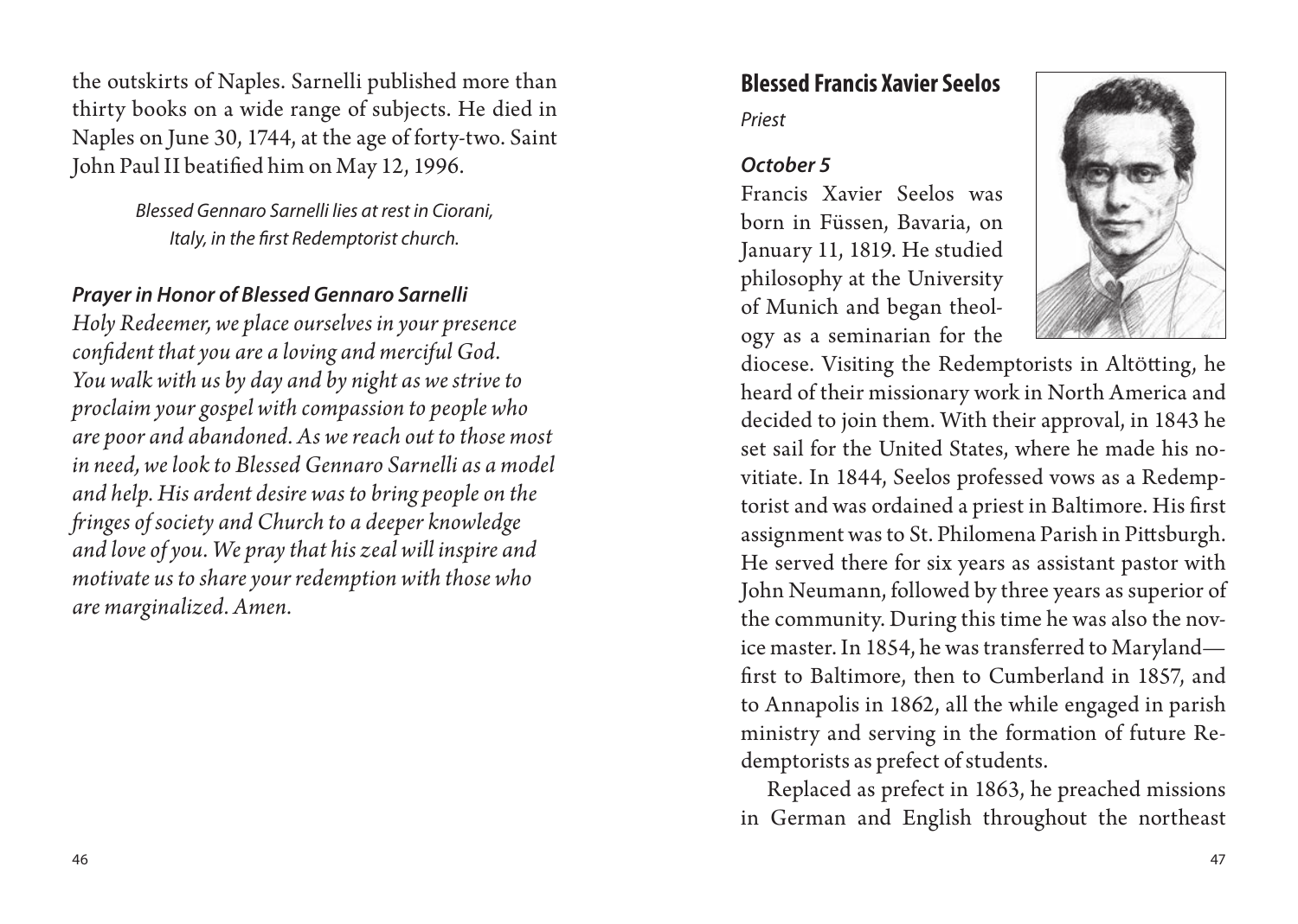the outskirts of Naples. Sarnelli published more than thirty books on a wide range of subjects. He died in Naples on June 30, 1744, at the age of forty-two. Saint John Paul II beatified him on May 12, 1996.

*Blessed Gennaro Sarnelli lies at rest in Ciorani, Italy, in the first Redemptorist church.*

### *Prayer in Honor of Blessed Gennaro Sarnelli*

*Holy Redeemer, we place ourselves in your presence confident that you are a loving and merciful God. You walk with us by day and by night as we strive to proclaim your gospel with compassion to people who are poor and abandoned. As we reach out to those most in need, we look to Blessed Gennaro Sarnelli as a model and help. His ardent desire was to bring people on the fringes of society and Church to a deeper knowledge and love of you. We pray that his zeal will inspire and motivate us to share your redemption with those who are marginalized. Amen.*

## Blessed Francis Xavier Seelos

*Priest*

### *October 5*

Francis Xavier Seelos was born in Füssen, Bavaria, on January 11, 1819. He studied philosophy at the University of Munich and began theology as a seminarian for the diocese. Visiting the Redemptorists in Altötting, he heard of their missionary work in North America and decided to join them. With their approval, in 1843 he set sail for the United States, where he made his novitiate. In 1844, Seelos professed vows as a Redemptorist and was ordained a priest in Baltimore. His first assignment was to St. Philomena Parish in Pittsburgh. He served there for six years as assistant pastor with John Neumann, followed by three years as superior of the community. During this time he was also the novice master. In 1854, he was transferred to Maryland—first to Baltimore, then to Cumberland in 1857, and to Annapolis in 1862, all the while engaged in parish ministry and serving in the formation of future Redemptorists as prefect of students.

Replaced as prefect in 1863, he preached missions in German and English throughout the northeast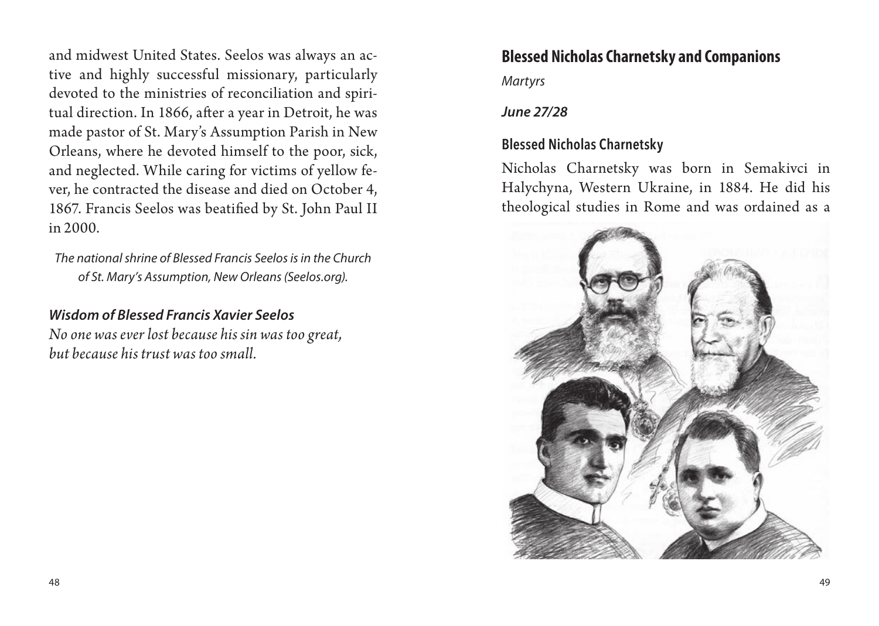and midwest United States. Seelos was always an active and highly successful missionary, particularly devoted to the ministries of reconciliation and spiritual direction. In 1866, after a year in Detroit, he was made pastor of St. Mary's Assumption Parish in New Orleans, where he devoted himself to the poor, sick, and neglected. While caring for victims of yellow fever, he contracted the disease and died on October 4, 1867. Francis Seelos was beatified by St. John Paul II in 2000.

*The national shrine of Blessed Francis Seelos is in the Church of St. Mary's Assumption, New Orleans (Seelos.org).*

### *Wisdom of Blessed Francis Xavier Seelos*

*No one was ever lost because his sin was too great,*
*but because his trust was too small.*

## Blessed Nicholas Charnetsky and Companions

*Martyrs*

***June 27/28***

### Blessed Nicholas Charnetsky

Nicholas Charnetsky was born in Semakivci in Halychyna, Western Ukraine, in 1884. He did his theological studies in Rome and was ordained as a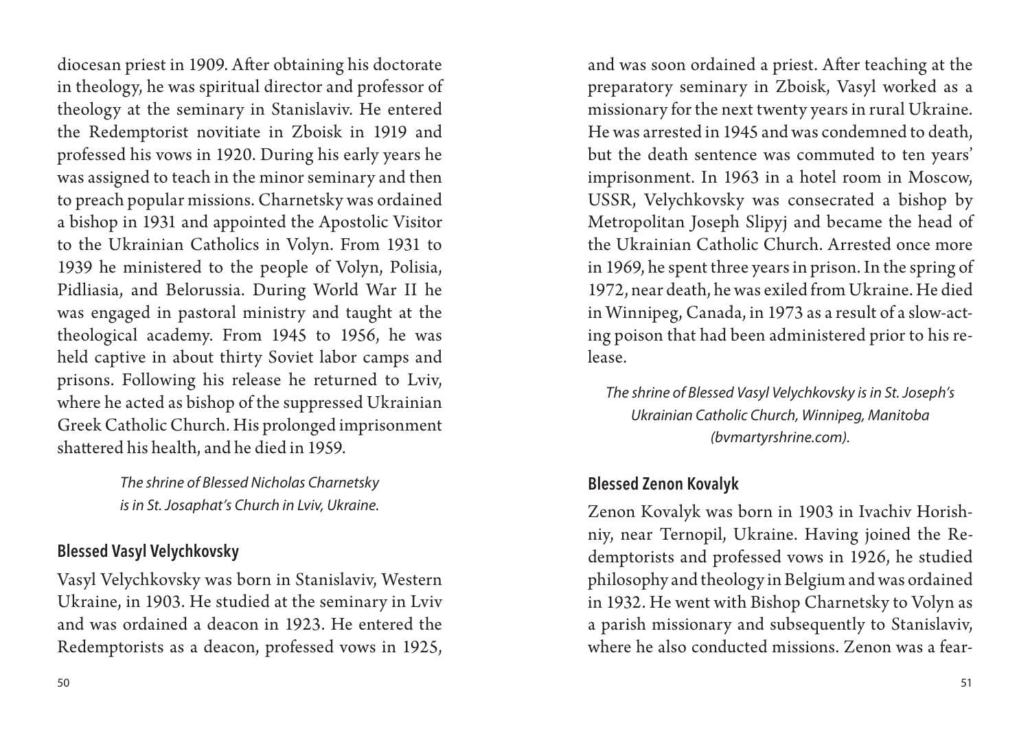diocesan priest in 1909. After obtaining his doctorate in theology, he was spiritual director and professor of theology at the seminary in Stanislaviv. He entered the Redemptorist novitiate in Zboisk in 1919 and professed his vows in 1920. During his early years he was assigned to teach in the minor seminary and then to preach popular missions. Charnetsky was ordained a bishop in 1931 and appointed the Apostolic Visitor to the Ukrainian Catholics in Volyn. From 1931 to 1939 he ministered to the people of Volyn, Polisia, Pidliasia, and Belorussia. During World War II he was engaged in pastoral ministry and taught at the theological academy. From 1945 to 1956, he was held captive in about thirty Soviet labor camps and prisons. Following his release he returned to Lviv, where he acted as bishop of the suppressed Ukrainian Greek Catholic Church. His prolonged imprisonment shattered his health, and he died in 1959.

*The shrine of Blessed Nicholas Charnetsky is in St. Josaphat's Church in Lviv, Ukraine.*

### Blessed Vasyl Velychkovsky

Vasyl Velychkovsky was born in Stanislaviv, Western Ukraine, in 1903. He studied at the seminary in Lviv and was ordained a deacon in 1923. He entered the Redemptorists as a deacon, professed vows in 1925, and was soon ordained a priest. After teaching at the preparatory seminary in Zboisk, Vasyl worked as a missionary for the next twenty years in rural Ukraine. He was arrested in 1945 and was condemned to death, but the death sentence was commuted to ten years' imprisonment. In 1963 in a hotel room in Moscow, USSR, Velychkovsky was consecrated a bishop by Metropolitan Joseph Slipyj and became the head of the Ukrainian Catholic Church. Arrested once more in 1969, he spent three years in prison. In the spring of 1972, near death, he was exiled from Ukraine. He died in Winnipeg, Canada, in 1973 as a result of a slow-acting poison that had been administered prior to his release.

*The shrine of Blessed Vasyl Velychkovsky is in St. Joseph's Ukrainian Catholic Church, Winnipeg, Manitoba (bvmartyrshrine.com).*

### Blessed Zenon Kovalyk

Zenon Kovalyk was born in 1903 in Ivachiv Horishniy, near Ternopil, Ukraine. Having joined the Redemptorists and professed vows in 1926, he studied philosophy and theology in Belgium and was ordained in 1932. He went with Bishop Charnetsky to Volyn as a parish missionary and subsequently to Stanislaviv, where he also conducted missions. Zenon was a fear-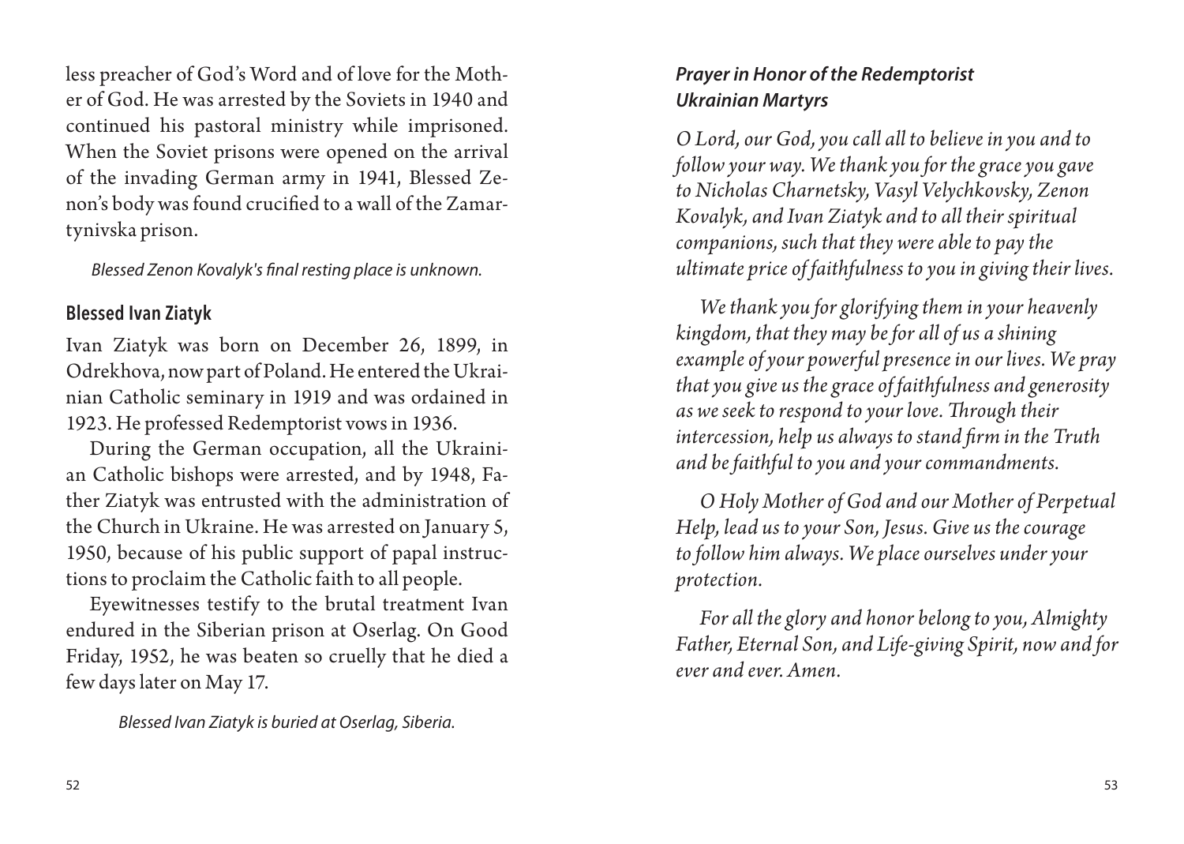less preacher of God's Word and of love for the Mother of God. He was arrested by the Soviets in 1940 and continued his pastoral ministry while imprisoned. When the Soviet prisons were opened on the arrival of the invading German army in 1941, Blessed Zenon's body was found crucified to a wall of the Zamartynivska prison.

*Blessed Zenon Kovalyk's final resting place is unknown.*

## Blessed Ivan Ziatyk

Ivan Ziatyk was born on December 26, 1899, in Odrekhova, now part of Poland. He entered the Ukrainian Catholic seminary in 1919 and was ordained in 1923. He professed Redemptorist vows in 1936.

During the German occupation, all the Ukrainian Catholic bishops were arrested, and by 1948, Father Ziatyk was entrusted with the administration of the Church in Ukraine. He was arrested on January 5, 1950, because of his public support of papal instructions to proclaim the Catholic faith to all people.

Eyewitnesses testify to the brutal treatment Ivan endured in the Siberian prison at Oserlag. On Good Friday, 1952, he was beaten so cruelly that he died a few days later on May 17.

*Blessed Ivan Ziatyk is buried at Oserlag, Siberia.*

### *Prayer in Honor of the Redemptorist Ukrainian Martyrs*

*O Lord, our God, you call all to believe in you and to follow your way. We thank you for the grace you gave to Nicholas Charnetsky, Vasyl Velychkovsky, Zenon Kovalyk, and Ivan Ziatyk and to all their spiritual companions, such that they were able to pay the ultimate price of faithfulness to you in giving their lives.*

*We thank you for glorifying them in your heavenly kingdom, that they may be for all of us a shining example of your powerful presence in our lives. We pray that you give us the grace of faithfulness and generosity as we seek to respond to your love. Through their intercession, help us always to stand firm in the Truth and be faithful to you and your commandments.*

*O Holy Mother of God and our Mother of Perpetual Help, lead us to your Son, Jesus. Give us the courage to follow him always. We place ourselves under your protection.*

*For all the glory and honor belong to you, Almighty Father, Eternal Son, and Life-giving Spirit, now and for ever and ever. Amen.*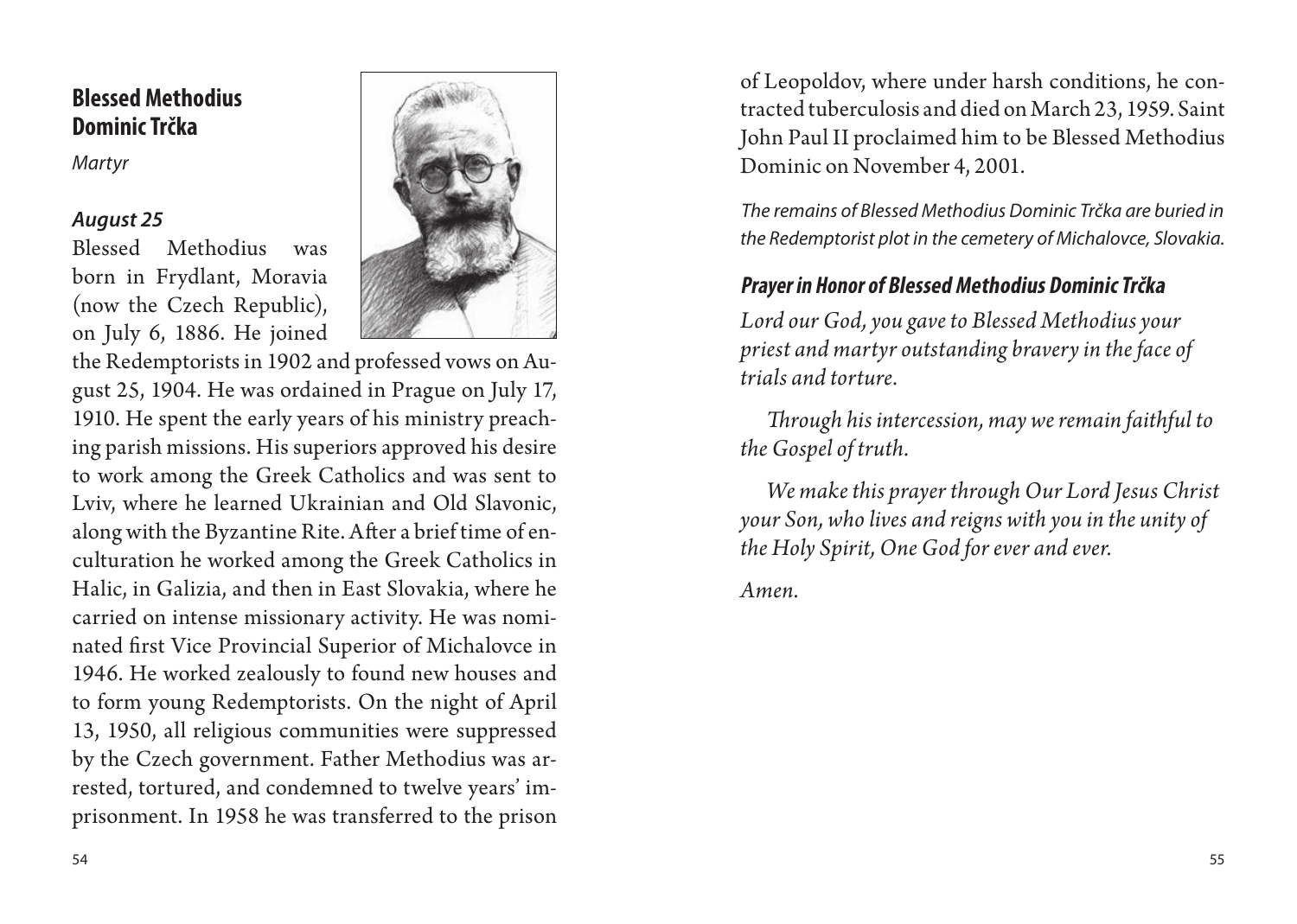## Blessed Methodius Dominic Trčka

*Martyr*

### *August 25*

Blessed Methodius was born in Frydlant, Moravia (now the Czech Republic), on July 6, 1886. He joined the Redemptorists in 1902 and professed vows on August 25, 1904. He was ordained in Prague on July 17, 1910. He spent the early years of his ministry preaching parish missions. His superiors approved his desire to work among the Greek Catholics and was sent to Lviv, where he learned Ukrainian and Old Slavonic, along with the Byzantine Rite. After a brief time of enculturation he worked among the Greek Catholics in Halic, in Galizia, and then in East Slovakia, where he carried on intense missionary activity. He was nominated first Vice Provincial Superior of Michalovce in 1946. He worked zealously to found new houses and to form young Redemptorists. On the night of April 13, 1950, all religious communities were suppressed by the Czech government. Father Methodius was arrested, tortured, and condemned to twelve years' imprisonment. In 1958 he was transferred to the prison of Leopoldov, where under harsh conditions, he contracted tuberculosis and died on March 23, 1959. Saint John Paul II proclaimed him to be Blessed Methodius Dominic on November 4, 2001.

*The remains of Blessed Methodius Dominic Trčka are buried in the Redemptorist plot in the cemetery of Michalovce, Slovakia.*

### *Prayer in Honor of Blessed Methodius Dominic Trčka*

*Lord our God, you gave to Blessed Methodius your priest and martyr outstanding bravery in the face of trials and torture.*

*Through his intercession, may we remain faithful to the Gospel of truth.*

*We make this prayer through Our Lord Jesus Christ your Son, who lives and reigns with you in the unity of the Holy Spirit, One God for ever and ever.*

*Amen.*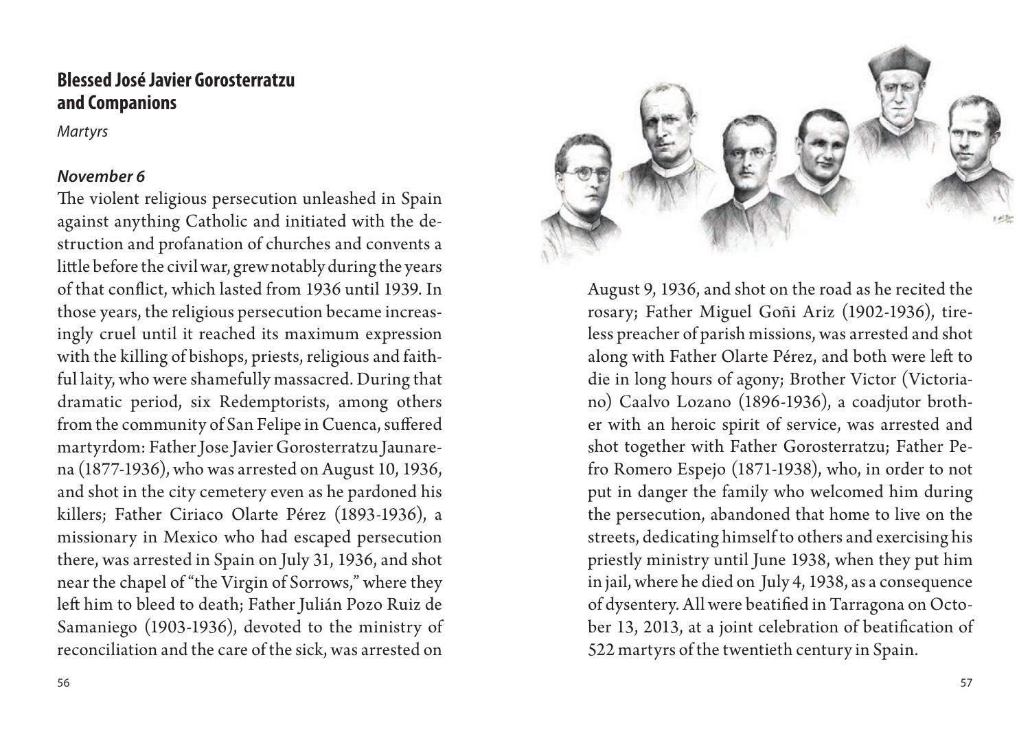## Blessed José Javier Gorosterratzu and Companions

*Martyrs*

### *November 6*

The violent religious persecution unleashed in Spain against anything Catholic and initiated with the destruction and profanation of churches and convents a little before the civil war, grew notably during the years of that conflict, which lasted from 1936 until 1939. In those years, the religious persecution became increasingly cruel until it reached its maximum expression with the killing of bishops, priests, religious and faithful laity, who were shamefully massacred. During that dramatic period, six Redemptorists, among others from the community of San Felipe in Cuenca, suffered martyrdom: Father Jose Javier Gorosterratzu Jaunarena (1877-1936), who was arrested on August 10, 1936, and shot in the city cemetery even as he pardoned his killers; Father Ciriaco Olarte Pérez (1893-1936), a missionary in Mexico who had escaped persecution there, was arrested in Spain on July 31, 1936, and shot near the chapel of "the Virgin of Sorrows," where they left him to bleed to death; Father Julián Pozo Ruiz de Samaniego (1903-1936), devoted to the ministry of reconciliation and the care of the sick, was arrested on August 9, 1936, and shot on the road as he recited the rosary; Father Miguel Goñi Ariz (1902-1936), tireless preacher of parish missions, was arrested and shot along with Father Olarte Pérez, and both were left to die in long hours of agony; Brother Victor (Victoriano) Caalvo Lozano (1896-1936), a coadjutor brother with an heroic spirit of service, was arrested and shot together with Father Gorosterratzu; Father Pefro Romero Espejo (1871-1938), who, in order to not put in danger the family who welcomed him during the persecution, abandoned that home to live on the streets, dedicating himself to others and exercising his priestly ministry until June 1938, when they put him in jail, where he died on July 4, 1938, as a consequence of dysentery. All were beatified in Tarragona on October 13, 2013, at a joint celebration of beatification of 522 martyrs of the twentieth century in Spain.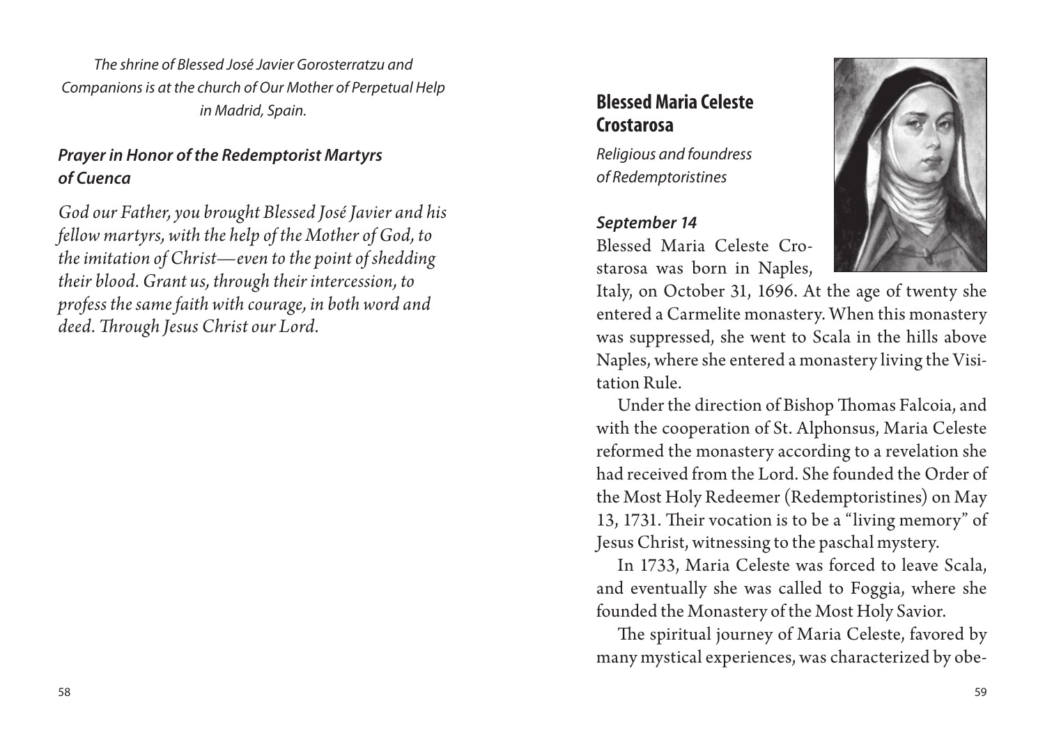*The shrine of Blessed José Javier Gorosterratzu and Companions is at the church of Our Mother of Perpetual Help in Madrid, Spain.*

### *Prayer in Honor of the Redemptorist Martyrs of Cuenca*

*God our Father, you brought Blessed José Javier and his fellow martyrs, with the help of the Mother of God, to the imitation of Christ—even to the point of shedding their blood. Grant us, through their intercession, to profess the same faith with courage, in both word and deed. Through Jesus Christ our Lord.*

## Blessed Maria Celeste Crostarosa

*Religious and foundress of Redemptoristines*

### *September 14*

Blessed Maria Celeste Crostarosa was born in Naples, Italy, on October 31, 1696. At the age of twenty she entered a Carmelite monastery. When this monastery was suppressed, she went to Scala in the hills above Naples, where she entered a monastery living the Visitation Rule.

Under the direction of Bishop Thomas Falcoia, and with the cooperation of St. Alphonsus, Maria Celeste reformed the monastery according to a revelation she had received from the Lord. She founded the Order of the Most Holy Redeemer (Redemptoristines) on May 13, 1731. Their vocation is to be a "living memory" of Jesus Christ, witnessing to the paschal mystery.

In 1733, Maria Celeste was forced to leave Scala, and eventually she was called to Foggia, where she founded the Monastery of the Most Holy Savior.

The spiritual journey of Maria Celeste, favored by many mystical experiences, was characterized by obe-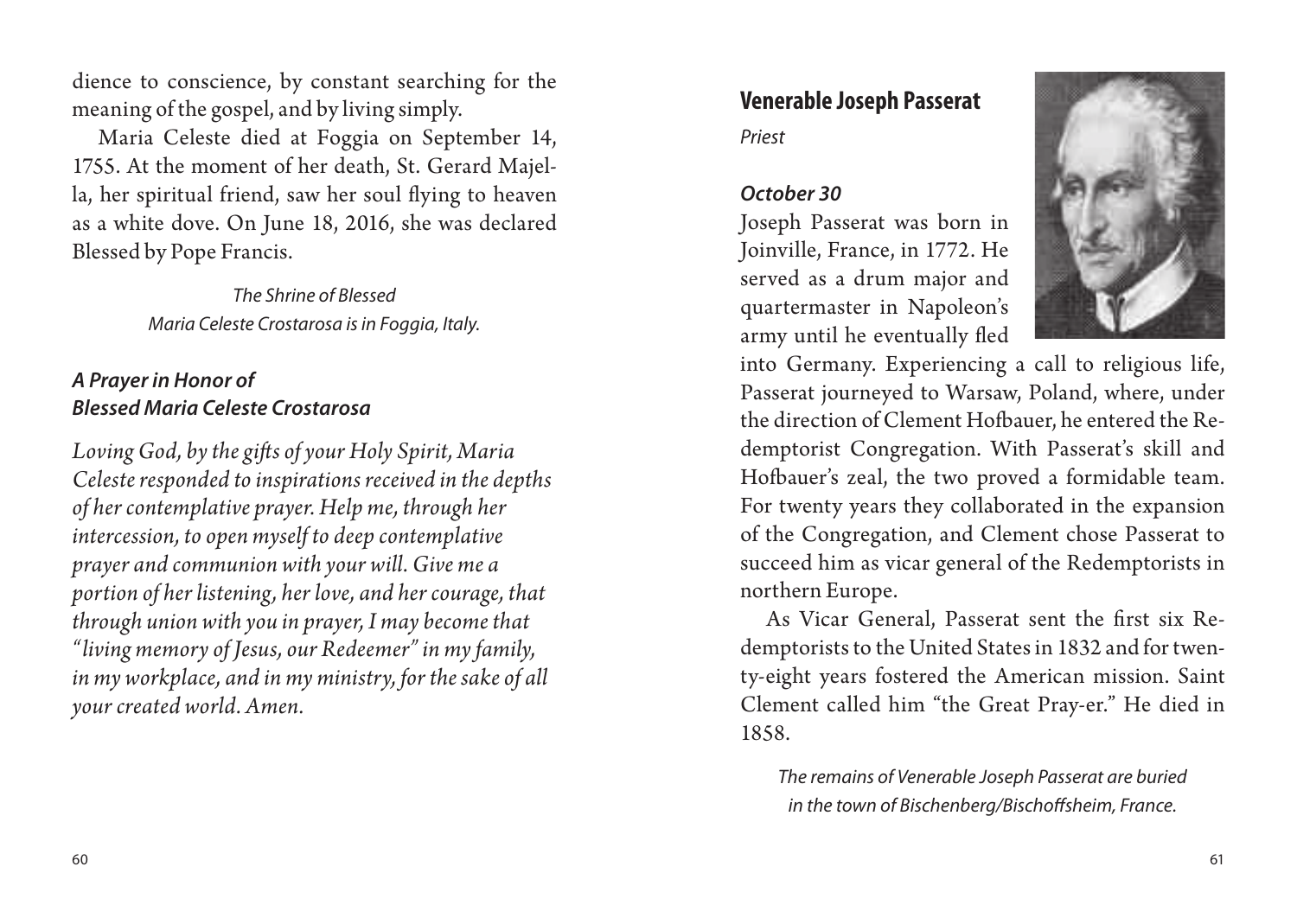dience to conscience, by constant searching for the meaning of the gospel, and by living simply.

Maria Celeste died at Foggia on September 14, 1755. At the moment of her death, St. Gerard Majella, her spiritual friend, saw her soul flying to heaven as a white dove. On June 18, 2016, she was declared Blessed by Pope Francis.

*The Shrine of Blessed Maria Celeste Crostarosa is in Foggia, Italy.*

### *A Prayer in Honor of Blessed Maria Celeste Crostarosa*

*Loving God, by the gifts of your Holy Spirit, Maria Celeste responded to inspirations received in the depths of her contemplative prayer. Help me, through her intercession, to open myself to deep contemplative prayer and communion with your will. Give me a portion of her listening, her love, and her courage, that through union with you in prayer, I may become that "living memory of Jesus, our Redeemer" in my family, in my workplace, and in my ministry, for the sake of all your created world. Amen.*

## Venerable Joseph Passerat

*Priest*

### *October 30*

Joseph Passerat was born in Joinville, France, in 1772. He served as a drum major and quartermaster in Napoleon's army until he eventually fled into Germany. Experiencing a call to religious life, Passerat journeyed to Warsaw, Poland, where, under the direction of Clement Hofbauer, he entered the Redemptorist Congregation. With Passerat's skill and Hofbauer's zeal, the two proved a formidable team. For twenty years they collaborated in the expansion of the Congregation, and Clement chose Passerat to succeed him as vicar general of the Redemptorists in northern Europe.

As Vicar General, Passerat sent the first six Redemptorists to the United States in 1832 and for twenty-eight years fostered the American mission. Saint Clement called him "the Great Pray-er." He died in 1858.

*The remains of Venerable Joseph Passerat are buried in the town of Bischenberg/Bischoffsheim, France.*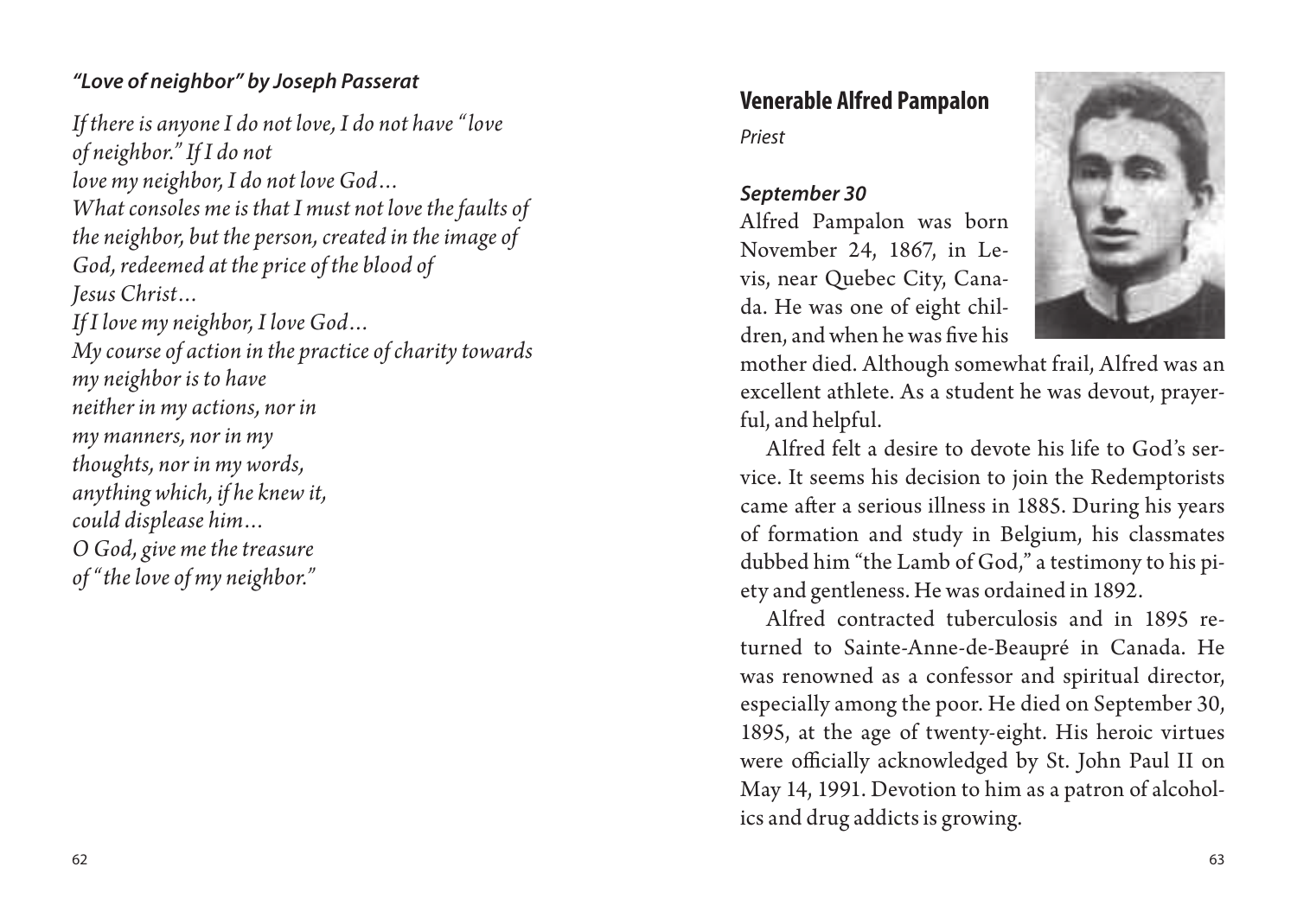***"Love of neighbor" by Joseph Passerat***

*If there is anyone I do not love, I do not have "love of neighbor." If I do not*
*love my neighbor, I do not love God…*
*What consoles me is that I must not love the faults of the neighbor, but the person, created in the image of God, redeemed at the price of the blood of*
*Jesus Christ…*
*If I love my neighbor, I love God…*
*My course of action in the practice of charity towards my neighbor is to have*
*neither in my actions, nor in*
*my manners, nor in my*
*thoughts, nor in my words,*
*anything which, if he knew it,*
*could displease him…*
*O God, give me the treasure*
*of "the love of my neighbor."*

## Venerable Alfred Pampalon

*Priest*

***September 30***

Alfred Pampalon was born November 24, 1867, in Levis, near Quebec City, Canada. He was one of eight children, and when he was five his mother died. Although somewhat frail, Alfred was an excellent athlete. As a student he was devout, prayerful, and helpful.

Alfred felt a desire to devote his life to God's service. It seems his decision to join the Redemptorists came after a serious illness in 1885. During his years of formation and study in Belgium, his classmates dubbed him "the Lamb of God," a testimony to his piety and gentleness. He was ordained in 1892.

Alfred contracted tuberculosis and in 1895 returned to Sainte-Anne-de-Beaupré in Canada. He was renowned as a confessor and spiritual director, especially among the poor. He died on September 30, 1895, at the age of twenty-eight. His heroic virtues were officially acknowledged by St. John Paul II on May 14, 1991. Devotion to him as a patron of alcoholics and drug addicts is growing.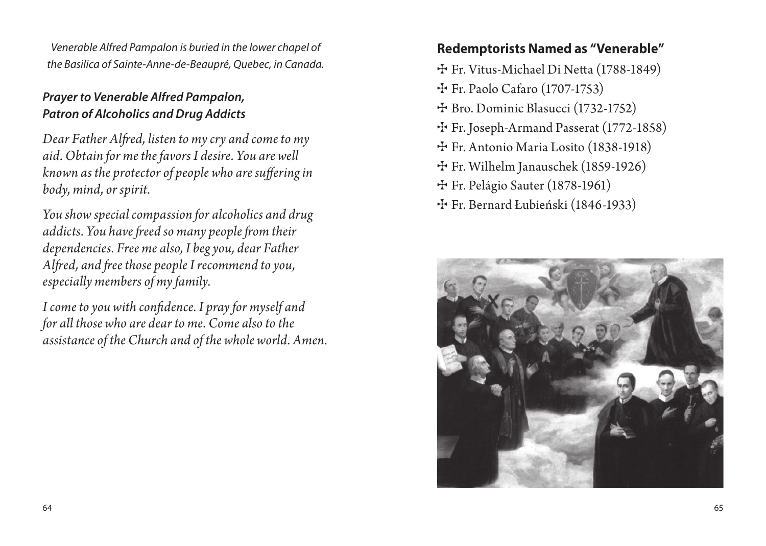*Venerable Alfred Pampalon is buried in the lower chapel of the Basilica of Sainte-Anne-de-Beaupré, Quebec, in Canada.*

### *Prayer to Venerable Alfred Pampalon, Patron of Alcoholics and Drug Addicts*

*Dear Father Alfred, listen to my cry and come to my aid. Obtain for me the favors I desire. You are well known as the protector of people who are suffering in body, mind, or spirit.*

*You show special compassion for alcoholics and drug addicts. You have freed so many people from their dependencies. Free me also, I beg you, dear Father Alfred, and free those people I recommend to you, especially members of my family.*

*I come to you with confidence. I pray for myself and for all those who are dear to me. Come also to the assistance of the Church and of the whole world. Amen.*

## Redemptorists Named as "Venerable"

- ✠ Fr. Vitus-Michael Di Netta (1788-1849)
- ✠ Fr. Paolo Cafaro (1707-1753)
- ✠ Bro. Dominic Blasucci (1732-1752)
- ✠ Fr. Joseph-Armand Passerat (1772-1858)
- ✠ Fr. Antonio Maria Losito (1838-1918)
- ✠ Fr. Wilhelm Janauschek (1859-1926)
- ✠ Fr. Pelágio Sauter (1878-1961)
- ✠ Fr. Bernard Łubieński (1846-1933)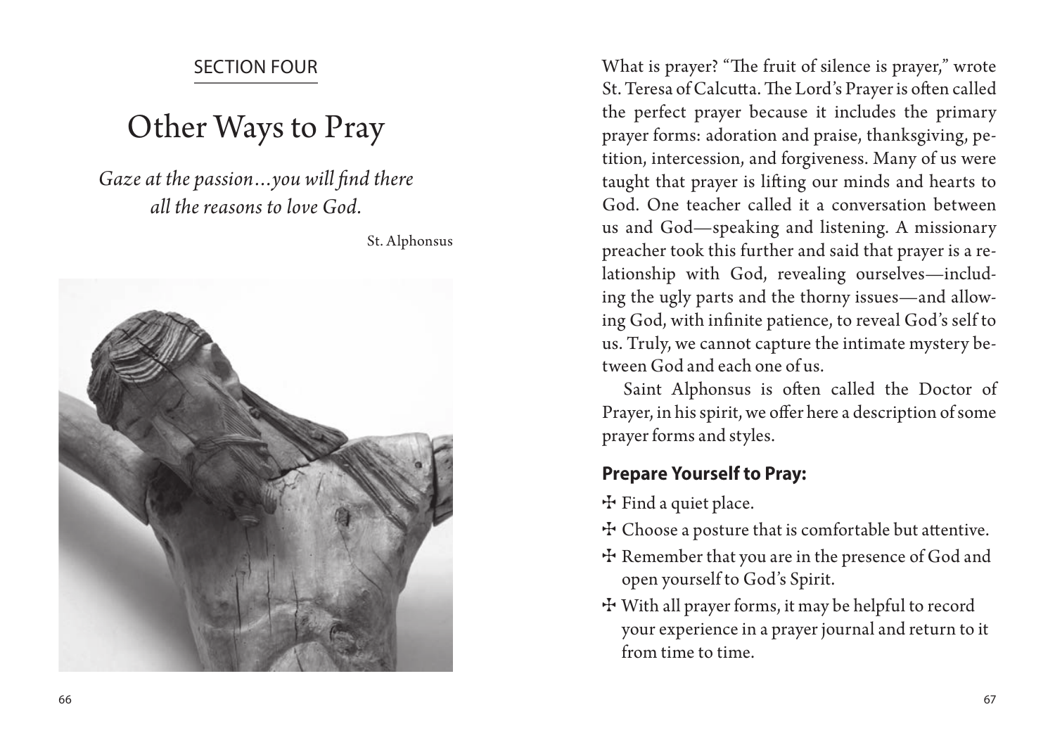SECTION FOUR

# Other Ways to Pray

*Gaze at the passion…you will find there all the reasons to love God.*

St. Alphonsus

What is prayer? "The fruit of silence is prayer," wrote St. Teresa of Calcutta. The Lord's Prayer is often called the perfect prayer because it includes the primary prayer forms: adoration and praise, thanksgiving, petition, intercession, and forgiveness. Many of us were taught that prayer is lifting our minds and hearts to God. One teacher called it a conversation between us and God—speaking and listening. A missionary preacher took this further and said that prayer is a relationship with God, revealing ourselves—including the ugly parts and the thorny issues—and allowing God, with infinite patience, to reveal God's self to us. Truly, we cannot capture the intimate mystery between God and each one of us.

Saint Alphonsus is often called the Doctor of Prayer, in his spirit, we offer here a description of some prayer forms and styles.

## Prepare Yourself to Pray:

- ☩ Find a quiet place.
- ☩ Choose a posture that is comfortable but attentive.
- ☩ Remember that you are in the presence of God and open yourself to God's Spirit.
- ☩ With all prayer forms, it may be helpful to record your experience in a prayer journal and return to it from time to time.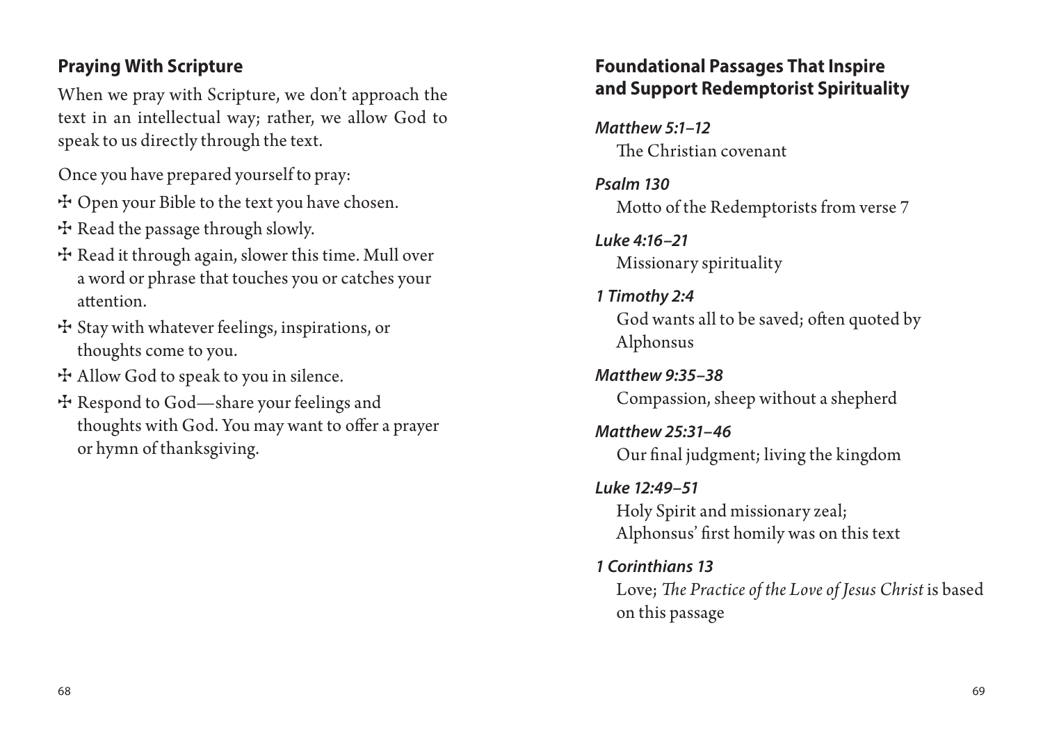## Praying With Scripture

When we pray with Scripture, we don't approach the text in an intellectual way; rather, we allow God to speak to us directly through the text.

Once you have prepared yourself to pray:

- ☩ Open your Bible to the text you have chosen.
- ☩ Read the passage through slowly.
- ☩ Read it through again, slower this time. Mull over a word or phrase that touches you or catches your attention.
- ☩ Stay with whatever feelings, inspirations, or thoughts come to you.
- ☩ Allow God to speak to you in silence.
- ☩ Respond to God—share your feelings and thoughts with God. You may want to offer a prayer or hymn of thanksgiving.

## Foundational Passages That Inspire and Support Redemptorist Spirituality

***Matthew 5:1–12***
The Christian covenant

***Psalm 130***
Motto of the Redemptorists from verse 7

***Luke 4:16–21***
Missionary spirituality

***1 Timothy 2:4***
God wants all to be saved; often quoted by Alphonsus

***Matthew 9:35–38***
Compassion, sheep without a shepherd

***Matthew 25:31–46***
Our final judgment; living the kingdom

***Luke 12:49–51***
Holy Spirit and missionary zeal; Alphonsus' first homily was on this text

***1 Corinthians 13***
Love; *The Practice of the Love of Jesus Christ* is based on this passage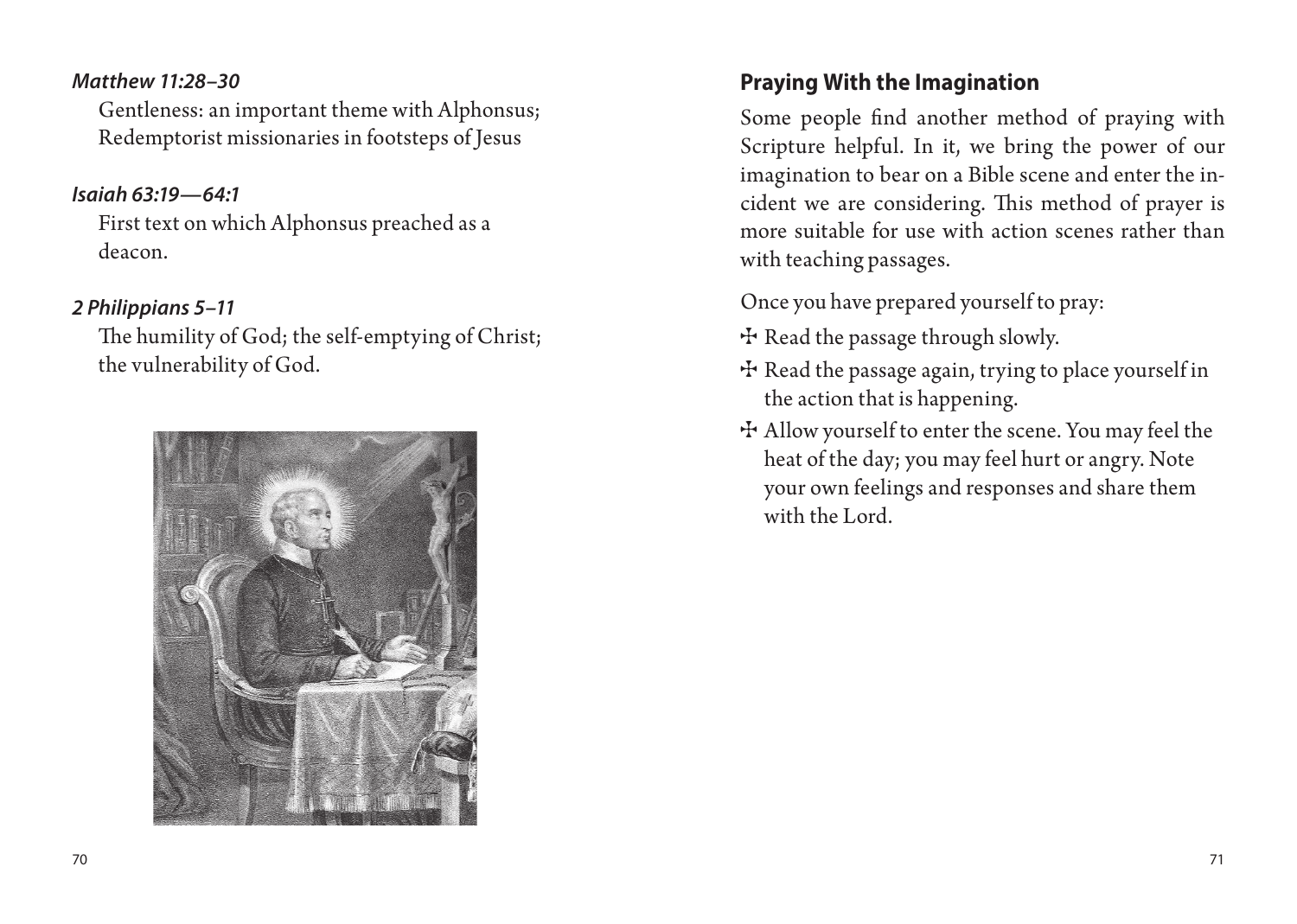***Matthew 11:28–30***

Gentleness: an important theme with Alphonsus; Redemptorist missionaries in footsteps of Jesus

***Isaiah 63:19—64:1***

First text on which Alphonsus preached as a deacon.

***2 Philippians 5–11***

The humility of God; the self-emptying of Christ; the vulnerability of God.

## Praying With the Imagination

Some people find another method of praying with Scripture helpful. In it, we bring the power of our imagination to bear on a Bible scene and enter the incident we are considering. This method of prayer is more suitable for use with action scenes rather than with teaching passages.

Once you have prepared yourself to pray:

- ✠ Read the passage through slowly.
- ✠ Read the passage again, trying to place yourself in the action that is happening.
- ✠ Allow yourself to enter the scene. You may feel the heat of the day; you may feel hurt or angry. Note your own feelings and responses and share them with the Lord.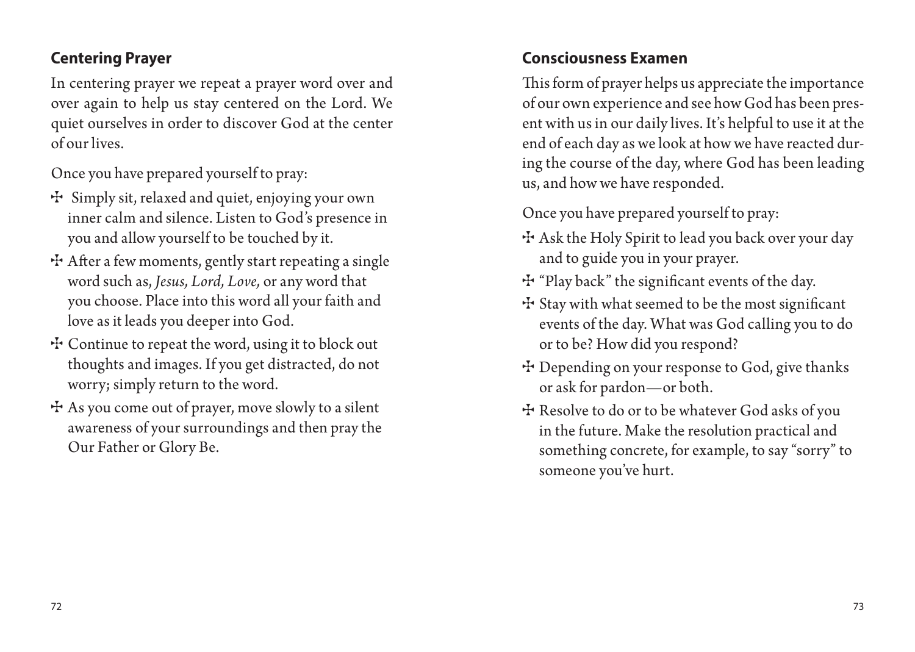## Centering Prayer

In centering prayer we repeat a prayer word over and over again to help us stay centered on the Lord. We quiet ourselves in order to discover God at the center of our lives.

Once you have prepared yourself to pray:

- ✠ Simply sit, relaxed and quiet, enjoying your own inner calm and silence. Listen to God's presence in you and allow yourself to be touched by it.
- ✠ After a few moments, gently start repeating a single word such as, *Jesus, Lord, Love,* or any word that you choose. Place into this word all your faith and love as it leads you deeper into God.
- ✠ Continue to repeat the word, using it to block out thoughts and images. If you get distracted, do not worry; simply return to the word.
- ✠ As you come out of prayer, move slowly to a silent awareness of your surroundings and then pray the Our Father or Glory Be.

## Consciousness Examen

This form of prayer helps us appreciate the importance of our own experience and see how God has been present with us in our daily lives. It's helpful to use it at the end of each day as we look at how we have reacted during the course of the day, where God has been leading us, and how we have responded.

Once you have prepared yourself to pray:

- ✠ Ask the Holy Spirit to lead you back over your day and to guide you in your prayer.
- ✠ "Play back" the significant events of the day.
- ✠ Stay with what seemed to be the most significant events of the day. What was God calling you to do or to be? How did you respond?
- ✠ Depending on your response to God, give thanks or ask for pardon—or both.
- ✠ Resolve to do or to be whatever God asks of you in the future. Make the resolution practical and something concrete, for example, to say "sorry" to someone you've hurt.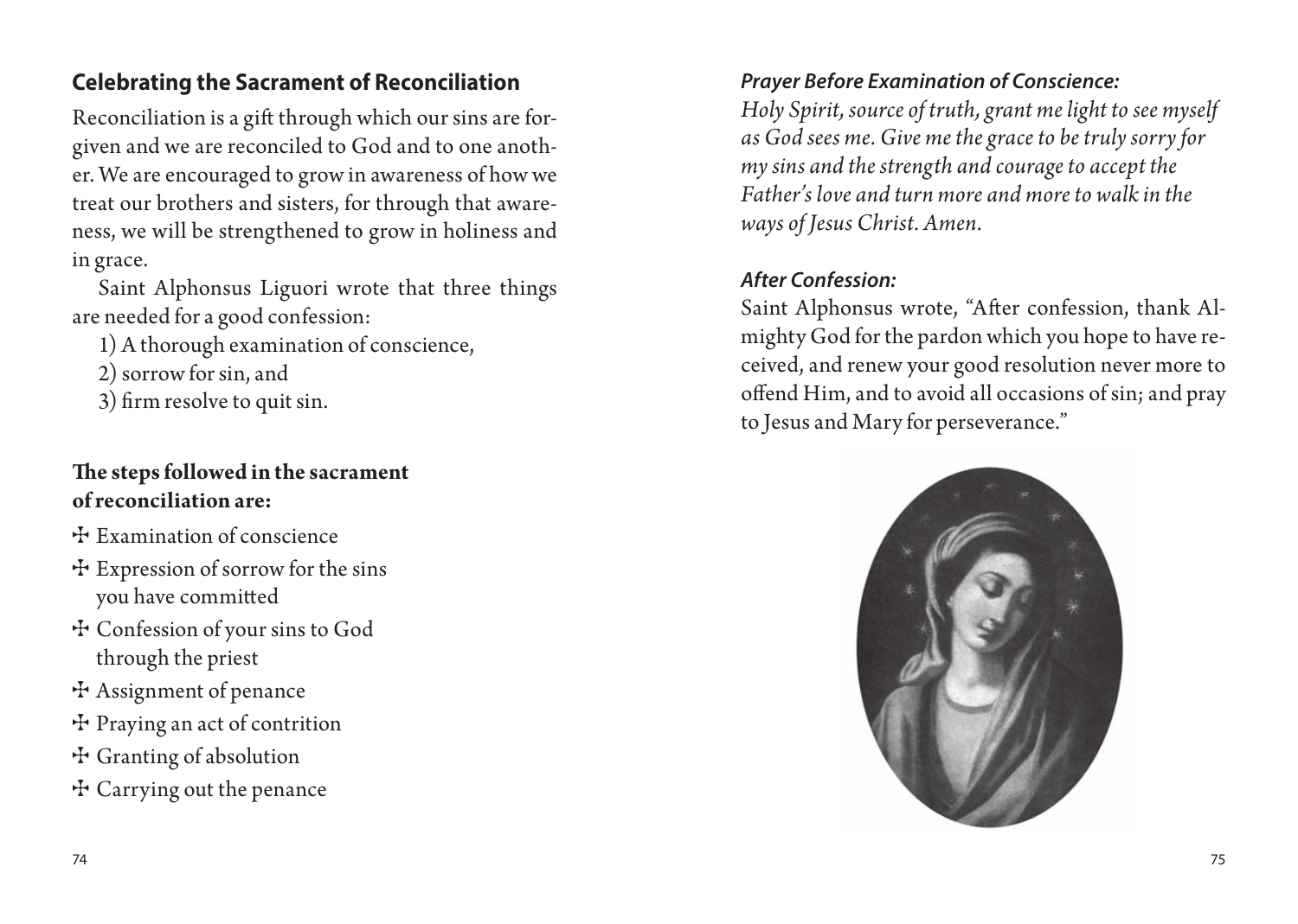## Celebrating the Sacrament of Reconciliation

Reconciliation is a gift through which our sins are forgiven and we are reconciled to God and to one another. We are encouraged to grow in awareness of how we treat our brothers and sisters, for through that awareness, we will be strengthened to grow in holiness and in grace.

Saint Alphonsus Liguori wrote that three things are needed for a good confession:

1) A thorough examination of conscience,
2) sorrow for sin, and
3) firm resolve to quit sin.

**The steps followed in the sacrament of reconciliation are:**

- ✠ Examination of conscience
- ✠ Expression of sorrow for the sins you have committed
- ✠ Confession of your sins to God through the priest
- ✠ Assignment of penance
- ✠ Praying an act of contrition
- ✠ Granting of absolution
- ✠ Carrying out the penance

### *Prayer Before Examination of Conscience:*

*Holy Spirit, source of truth, grant me light to see myself as God sees me. Give me the grace to be truly sorry for my sins and the strength and courage to accept the Father's love and turn more and more to walk in the ways of Jesus Christ. Amen.*

### *After Confession:*

Saint Alphonsus wrote, "After confession, thank Almighty God for the pardon which you hope to have received, and renew your good resolution never more to offend Him, and to avoid all occasions of sin; and pray to Jesus and Mary for perseverance."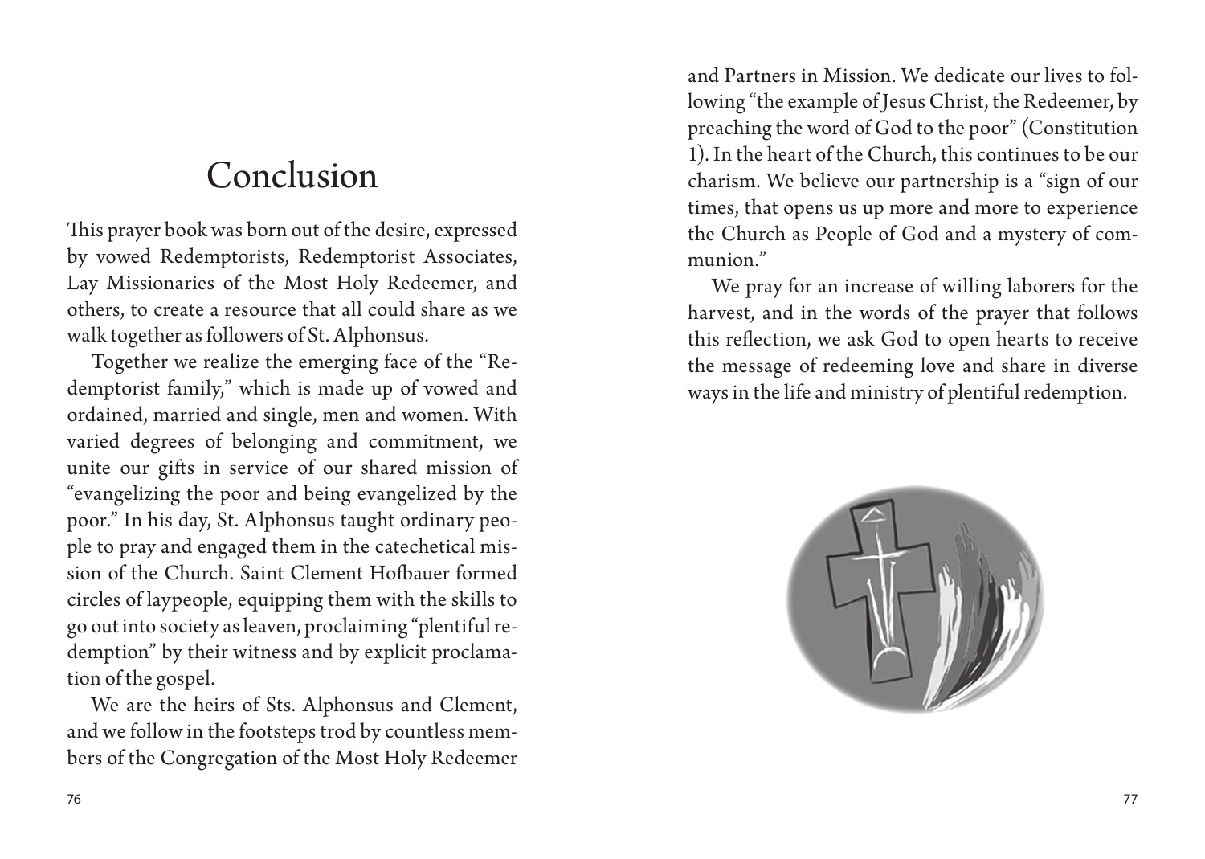# Conclusion

This prayer book was born out of the desire, expressed by vowed Redemptorists, Redemptorist Associates, Lay Missionaries of the Most Holy Redeemer, and others, to create a resource that all could share as we walk together as followers of St. Alphonsus.

Together we realize the emerging face of the "Redemptorist family," which is made up of vowed and ordained, married and single, men and women. With varied degrees of belonging and commitment, we unite our gifts in service of our shared mission of "evangelizing the poor and being evangelized by the poor." In his day, St. Alphonsus taught ordinary people to pray and engaged them in the catechetical mission of the Church. Saint Clement Hofbauer formed circles of laypeople, equipping them with the skills to go out into society as leaven, proclaiming "plentiful redemption" by their witness and by explicit proclamation of the gospel.

We are the heirs of Sts. Alphonsus and Clement, and we follow in the footsteps trod by countless members of the Congregation of the Most Holy Redeemer and Partners in Mission. We dedicate our lives to following "the example of Jesus Christ, the Redeemer, by preaching the word of God to the poor" (Constitution 1). In the heart of the Church, this continues to be our charism. We believe our partnership is a "sign of our times, that opens us up more and more to experience the Church as People of God and a mystery of communion."

We pray for an increase of willing laborers for the harvest, and in the words of the prayer that follows this reflection, we ask God to open hearts to receive the message of redeeming love and share in diverse ways in the life and ministry of plentiful redemption.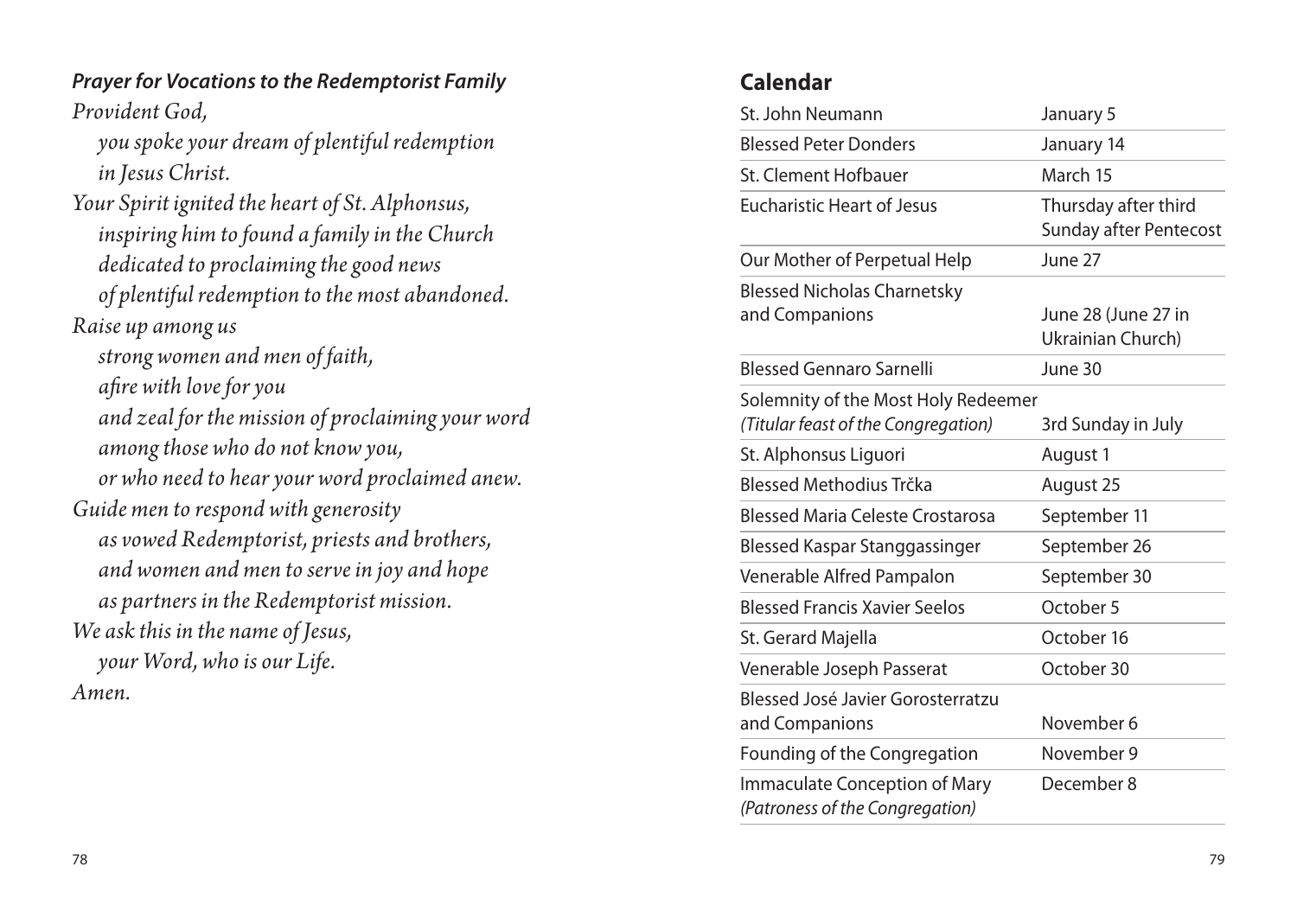***Prayer for Vocations to the Redemptorist Family***

*Provident God,*
*you spoke your dream of plentiful redemption*
*in Jesus Christ.*
*Your Spirit ignited the heart of St. Alphonsus,*
*inspiring him to found a family in the Church*
*dedicated to proclaiming the good news*
*of plentiful redemption to the most abandoned.*
*Raise up among us*
*strong women and men of faith,*
*afire with love for you*
*and zeal for the mission of proclaiming your word*
*among those who do not know you,*
*or who need to hear your word proclaimed anew.*
*Guide men to respond with generosity*
*as vowed Redemptorist, priests and brothers,*
*and women and men to serve in joy and hope*
*as partners in the Redemptorist mission.*
*We ask this in the name of Jesus,*
*your Word, who is our Life.*
*Amen.*

## Calendar

| | |
|---|---|
| St. John Neumann | January 5 |
| Blessed Peter Donders | January 14 |
| St. Clement Hofbauer | March 15 |
| Eucharistic Heart of Jesus | Thursday after third Sunday after Pentecost |
| Our Mother of Perpetual Help | June 27 |
| Blessed Nicholas Charnetsky and Companions | June 28 (June 27 in Ukrainian Church) |
| Blessed Gennaro Sarnelli | June 30 |
| Solemnity of the Most Holy Redeemer *(Titular feast of the Congregation)* | 3rd Sunday in July |
| St. Alphonsus Liguori | August 1 |
| Blessed Methodius Trčka | August 25 |
| Blessed Maria Celeste Crostarosa | September 11 |
| Blessed Kaspar Stanggassinger | September 26 |
| Venerable Alfred Pampalon | September 30 |
| Blessed Francis Xavier Seelos | October 5 |
| St. Gerard Majella | October 16 |
| Venerable Joseph Passerat | October 30 |
| Blessed José Javier Gorosterratzu and Companions | November 6 |
| Founding of the Congregation | November 9 |
| Immaculate Conception of Mary *(Patroness of the Congregation)* | December 8 |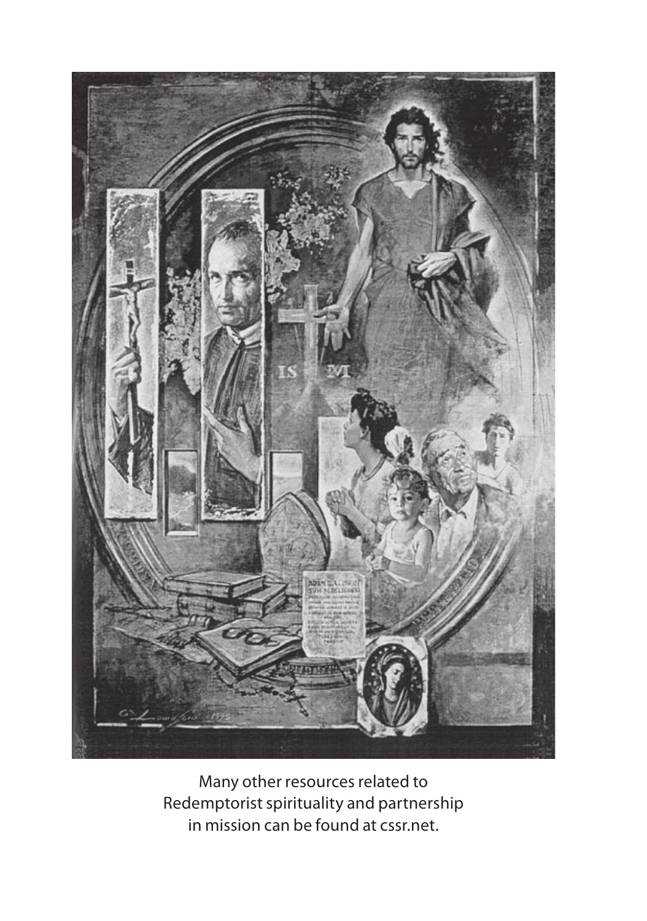Many other resources related to Redemptorist spirituality and partnership in mission can be found at cssr.net.